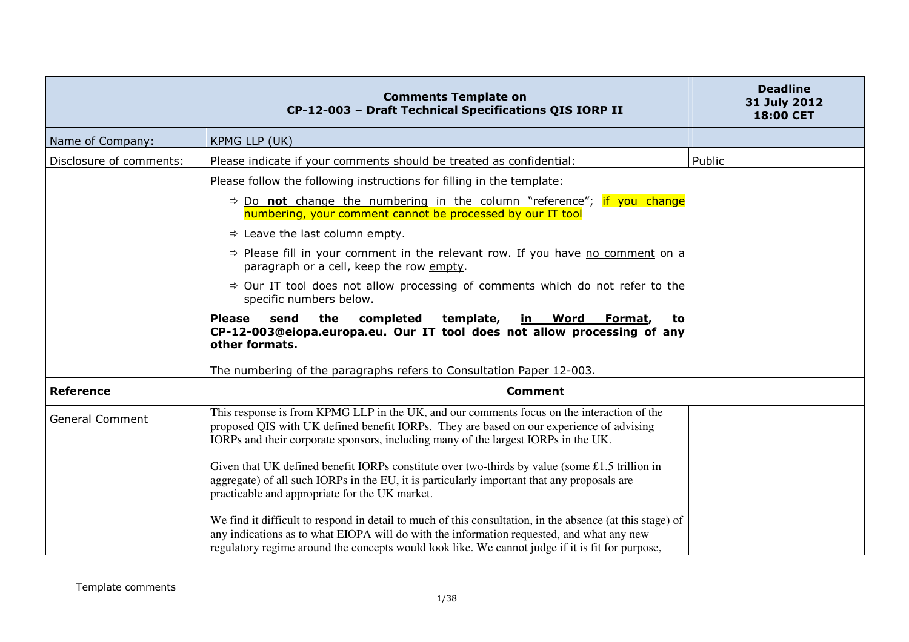| Comments Template on CP-12-003 – Draft Technical Specifications QIS IORP II | | Deadline 31 July 2012 18:00 CET |
|---|---|---|
| Name of Company: | KPMG LLP (UK) | |
| Disclosure of comments: | Please indicate if your comments should be treated as confidential: | Public |
| | Please follow the following instructions for filling in the template:<br><br>⇨ <u>Do **not** change the numbering</u> in the column "reference"; if you change numbering, your comment cannot be processed by our IT tool<br><br>⇨ Leave the last column <u>empty</u>.<br><br>⇨ Please fill in your comment in the relevant row. If you have <u>no comment</u> on a paragraph or a cell, keep the row <u>empty</u>.<br><br>⇨ Our IT tool does not allow processing of comments which do not refer to the specific numbers below.<br><br>**Please send the completed template, <u>in Word Format</u>, to CP-12-003@eiopa.europa.eu. Our IT tool does not allow processing of any other formats.**<br><br>The numbering of the paragraphs refers to Consultation Paper 12-003. | |
| **Reference** | **Comment** | |
| General Comment | This response is from KPMG LLP in the UK, and our comments focus on the interaction of the proposed QIS with UK defined benefit IORPs. They are based on our experience of advising IORPs and their corporate sponsors, including many of the largest IORPs in the UK.<br><br>Given that UK defined benefit IORPs constitute over two-thirds by value (some £1.5 trillion in aggregate) of all such IORPs in the EU, it is particularly important that any proposals are practicable and appropriate for the UK market.<br><br>We find it difficult to respond in detail to much of this consultation, in the absence (at this stage) of any indications as to what EIOPA will do with the information requested, and what any new regulatory regime around the concepts would look like. We cannot judge if it is fit for purpose, | |

Template comments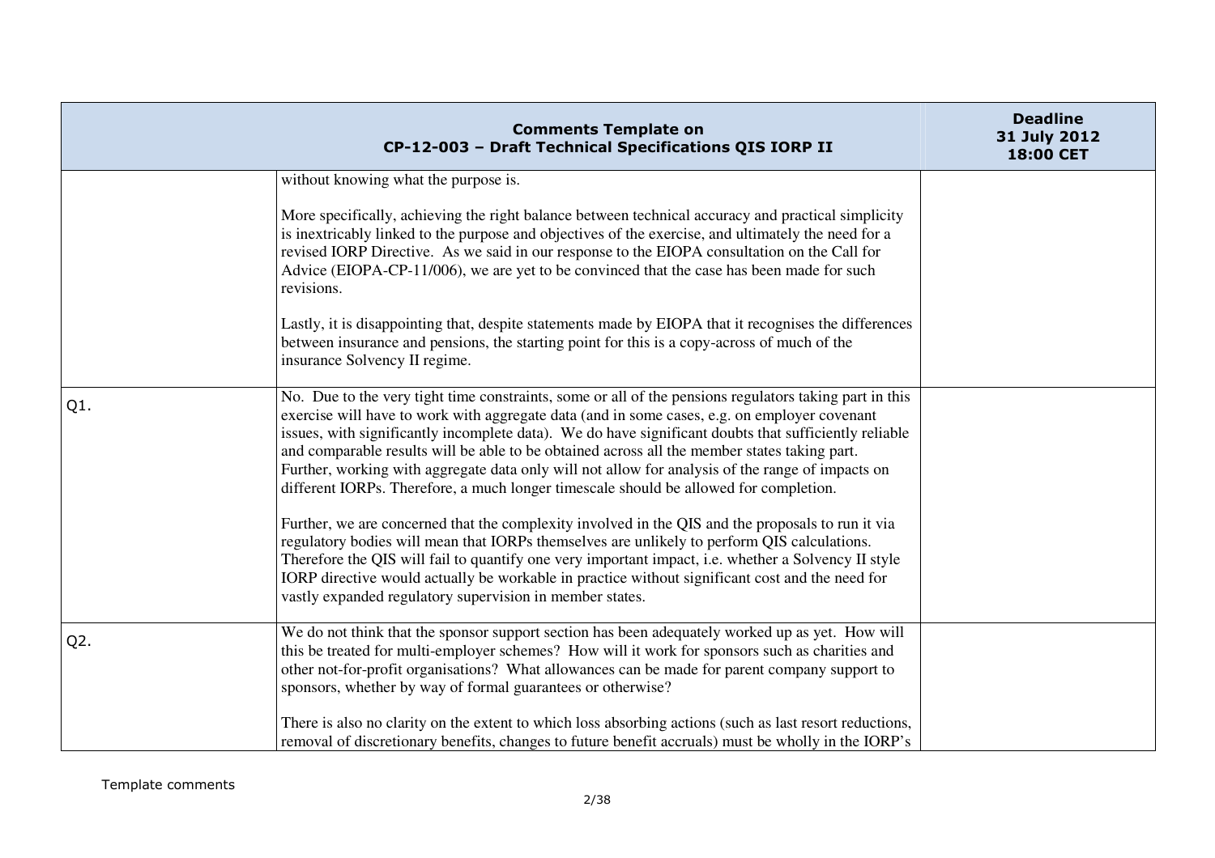| Comments Template on CP-12-003 – Draft Technical Specifications QIS IORP II | | Deadline 31 July 2012 18:00 CET |
|---|---|---|
| | without knowing what the purpose is.<br><br>More specifically, achieving the right balance between technical accuracy and practical simplicity is inextricably linked to the purpose and objectives of the exercise, and ultimately the need for a revised IORP Directive. As we said in our response to the EIOPA consultation on the Call for Advice (EIOPA-CP-11/006), we are yet to be convinced that the case has been made for such revisions.<br><br>Lastly, it is disappointing that, despite statements made by EIOPA that it recognises the differences between insurance and pensions, the starting point for this is a copy-across of much of the insurance Solvency II regime. | |
| Q1. | No. Due to the very tight time constraints, some or all of the pensions regulators taking part in this exercise will have to work with aggregate data (and in some cases, e.g. on employer covenant issues, with significantly incomplete data). We do have significant doubts that sufficiently reliable and comparable results will be able to be obtained across all the member states taking part. Further, working with aggregate data only will not allow for analysis of the range of impacts on different IORPs. Therefore, a much longer timescale should be allowed for completion.<br><br>Further, we are concerned that the complexity involved in the QIS and the proposals to run it via regulatory bodies will mean that IORPs themselves are unlikely to perform QIS calculations. Therefore the QIS will fail to quantify one very important impact, i.e. whether a Solvency II style IORP directive would actually be workable in practice without significant cost and the need for vastly expanded regulatory supervision in member states. | |
| Q2. | We do not think that the sponsor support section has been adequately worked up as yet. How will this be treated for multi-employer schemes? How will it work for sponsors such as charities and other not-for-profit organisations? What allowances can be made for parent company support to sponsors, whether by way of formal guarantees or otherwise?<br><br>There is also no clarity on the extent to which loss absorbing actions (such as last resort reductions, removal of discretionary benefits, changes to future benefit accruals) must be wholly in the IORP's | |

Template comments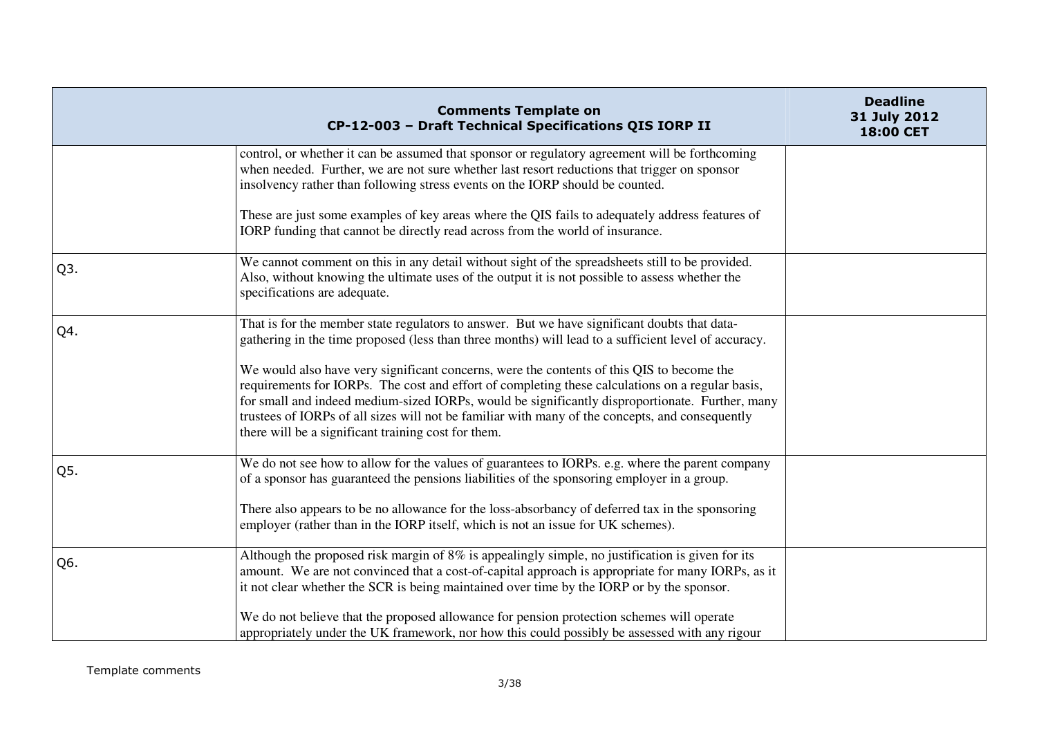| Comments Template on CP-12-003 – Draft Technical Specifications QIS IORP II | | Deadline 31 July 2012 18:00 CET |
|---|---|---|
| | control, or whether it can be assumed that sponsor or regulatory agreement will be forthcoming when needed. Further, we are not sure whether last resort reductions that trigger on sponsor insolvency rather than following stress events on the IORP should be counted.<br><br>These are just some examples of key areas where the QIS fails to adequately address features of IORP funding that cannot be directly read across from the world of insurance. | |
| Q3. | We cannot comment on this in any detail without sight of the spreadsheets still to be provided. Also, without knowing the ultimate uses of the output it is not possible to assess whether the specifications are adequate. | |
| Q4. | That is for the member state regulators to answer. But we have significant doubts that data-gathering in the time proposed (less than three months) will lead to a sufficient level of accuracy.<br><br>We would also have very significant concerns, were the contents of this QIS to become the requirements for IORPs. The cost and effort of completing these calculations on a regular basis, for small and indeed medium-sized IORPs, would be significantly disproportionate. Further, many trustees of IORPs of all sizes will not be familiar with many of the concepts, and consequently there will be a significant training cost for them. | |
| Q5. | We do not see how to allow for the values of guarantees to IORPs. e.g. where the parent company of a sponsor has guaranteed the pensions liabilities of the sponsoring employer in a group.<br><br>There also appears to be no allowance for the loss-absorbancy of deferred tax in the sponsoring employer (rather than in the IORP itself, which is not an issue for UK schemes). | |
| Q6. | Although the proposed risk margin of 8% is appealingly simple, no justification is given for its amount. We are not convinced that a cost-of-capital approach is appropriate for many IORPs, as it it not clear whether the SCR is being maintained over time by the IORP or by the sponsor.<br><br>We do not believe that the proposed allowance for pension protection schemes will operate appropriately under the UK framework, nor how this could possibly be assessed with any rigour | |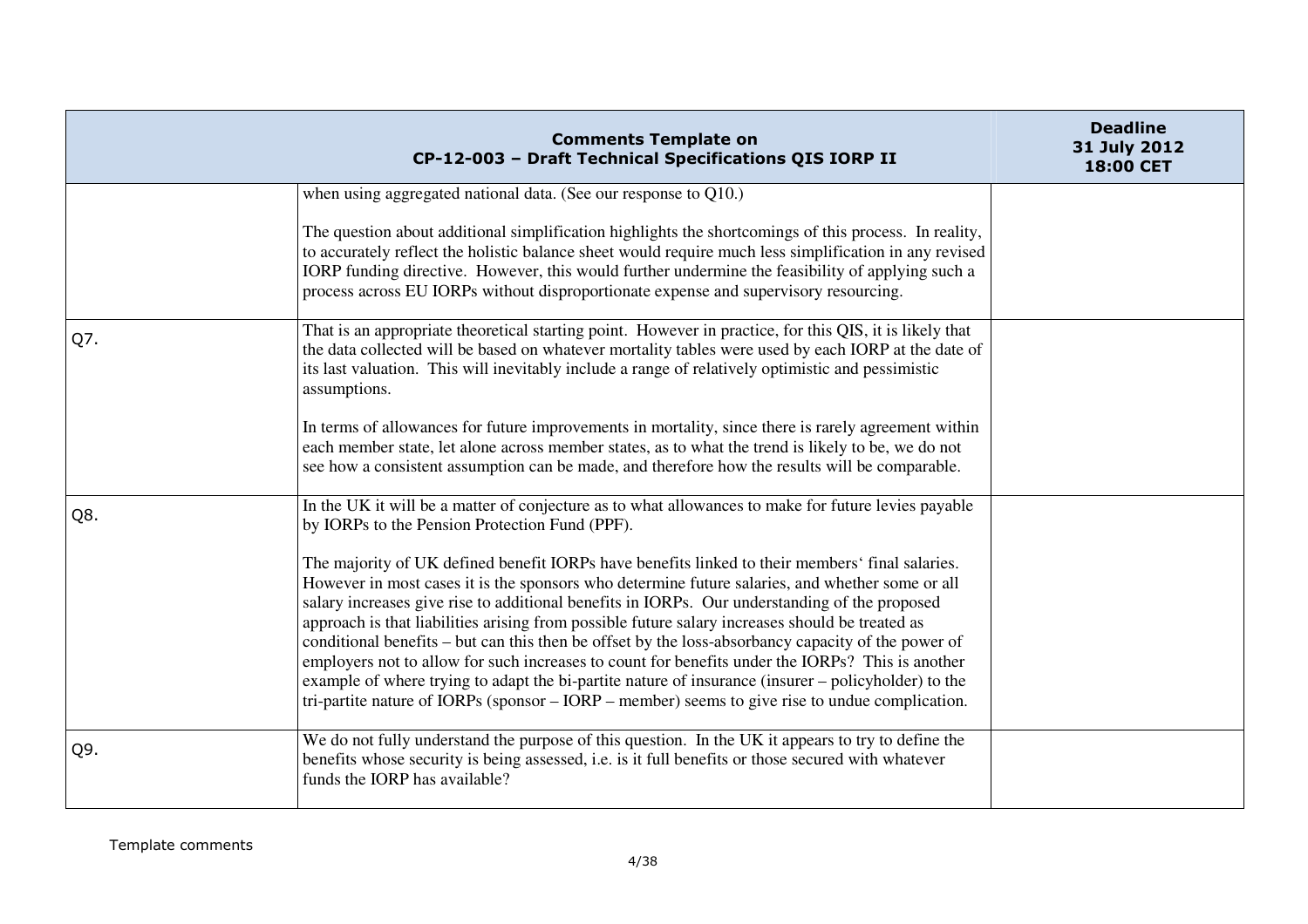| Comments Template on CP-12-003 – Draft Technical Specifications QIS IORP II | | Deadline 31 July 2012 18:00 CET |
|---|---|---|
| | when using aggregated national data. (See our response to Q10.)<br><br>The question about additional simplification highlights the shortcomings of this process. In reality, to accurately reflect the holistic balance sheet would require much less simplification in any revised IORP funding directive. However, this would further undermine the feasibility of applying such a process across EU IORPs without disproportionate expense and supervisory resourcing. | |
| Q7. | That is an appropriate theoretical starting point. However in practice, for this QIS, it is likely that the data collected will be based on whatever mortality tables were used by each IORP at the date of its last valuation. This will inevitably include a range of relatively optimistic and pessimistic assumptions.<br><br>In terms of allowances for future improvements in mortality, since there is rarely agreement within each member state, let alone across member states, as to what the trend is likely to be, we do not see how a consistent assumption can be made, and therefore how the results will be comparable. | |
| Q8. | In the UK it will be a matter of conjecture as to what allowances to make for future levies payable by IORPs to the Pension Protection Fund (PPF).<br><br>The majority of UK defined benefit IORPs have benefits linked to their members' final salaries. However in most cases it is the sponsors who determine future salaries, and whether some or all salary increases give rise to additional benefits in IORPs. Our understanding of the proposed approach is that liabilities arising from possible future salary increases should be treated as conditional benefits – but can this then be offset by the loss-absorbancy capacity of the power of employers not to allow for such increases to count for benefits under the IORPs? This is another example of where trying to adapt the bi-partite nature of insurance (insurer – policyholder) to the tri-partite nature of IORPs (sponsor – IORP – member) seems to give rise to undue complication. | |
| Q9. | We do not fully understand the purpose of this question. In the UK it appears to try to define the benefits whose security is being assessed, i.e. is it full benefits or those secured with whatever funds the IORP has available? | |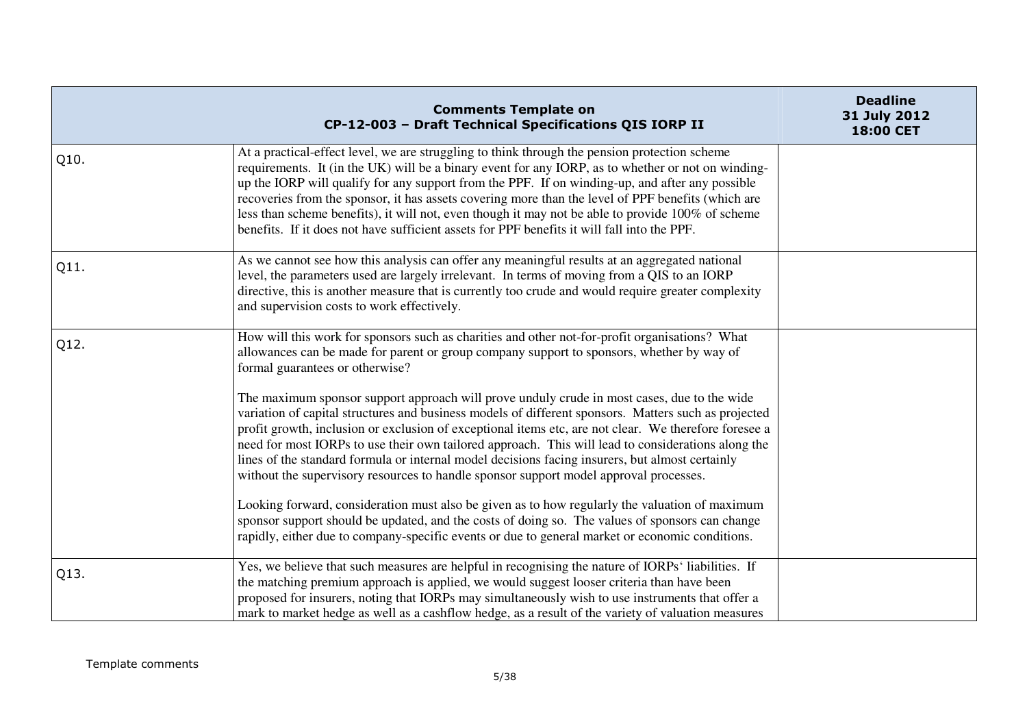| Comments Template on CP-12-003 – Draft Technical Specifications QIS IORP II | | Deadline 31 July 2012 18:00 CET |
|---|---|---|
| Q10. | At a practical-effect level, we are struggling to think through the pension protection scheme requirements. It (in the UK) will be a binary event for any IORP, as to whether or not on winding-up the IORP will qualify for any support from the PPF. If on winding-up, and after any possible recoveries from the sponsor, it has assets covering more than the level of PPF benefits (which are less than scheme benefits), it will not, even though it may not be able to provide 100% of scheme benefits. If it does not have sufficient assets for PPF benefits it will fall into the PPF. | |
| Q11. | As we cannot see how this analysis can offer any meaningful results at an aggregated national level, the parameters used are largely irrelevant. In terms of moving from a QIS to an IORP directive, this is another measure that is currently too crude and would require greater complexity and supervision costs to work effectively. | |
| Q12. | How will this work for sponsors such as charities and other not-for-profit organisations? What allowances can be made for parent or group company support to sponsors, whether by way of formal guarantees or otherwise?<br><br>The maximum sponsor support approach will prove unduly crude in most cases, due to the wide variation of capital structures and business models of different sponsors. Matters such as projected profit growth, inclusion or exclusion of exceptional items etc, are not clear. We therefore foresee a need for most IORPs to use their own tailored approach. This will lead to considerations along the lines of the standard formula or internal model decisions facing insurers, but almost certainly without the supervisory resources to handle sponsor support model approval processes.<br><br>Looking forward, consideration must also be given as to how regularly the valuation of maximum sponsor support should be updated, and the costs of doing so. The values of sponsors can change rapidly, either due to company-specific events or due to general market or economic conditions. | |
| Q13. | Yes, we believe that such measures are helpful in recognising the nature of IORPs' liabilities. If the matching premium approach is applied, we would suggest looser criteria than have been proposed for insurers, noting that IORPs may simultaneously wish to use instruments that offer a mark to market hedge as well as a cashflow hedge, as a result of the variety of valuation measures | |

Template comments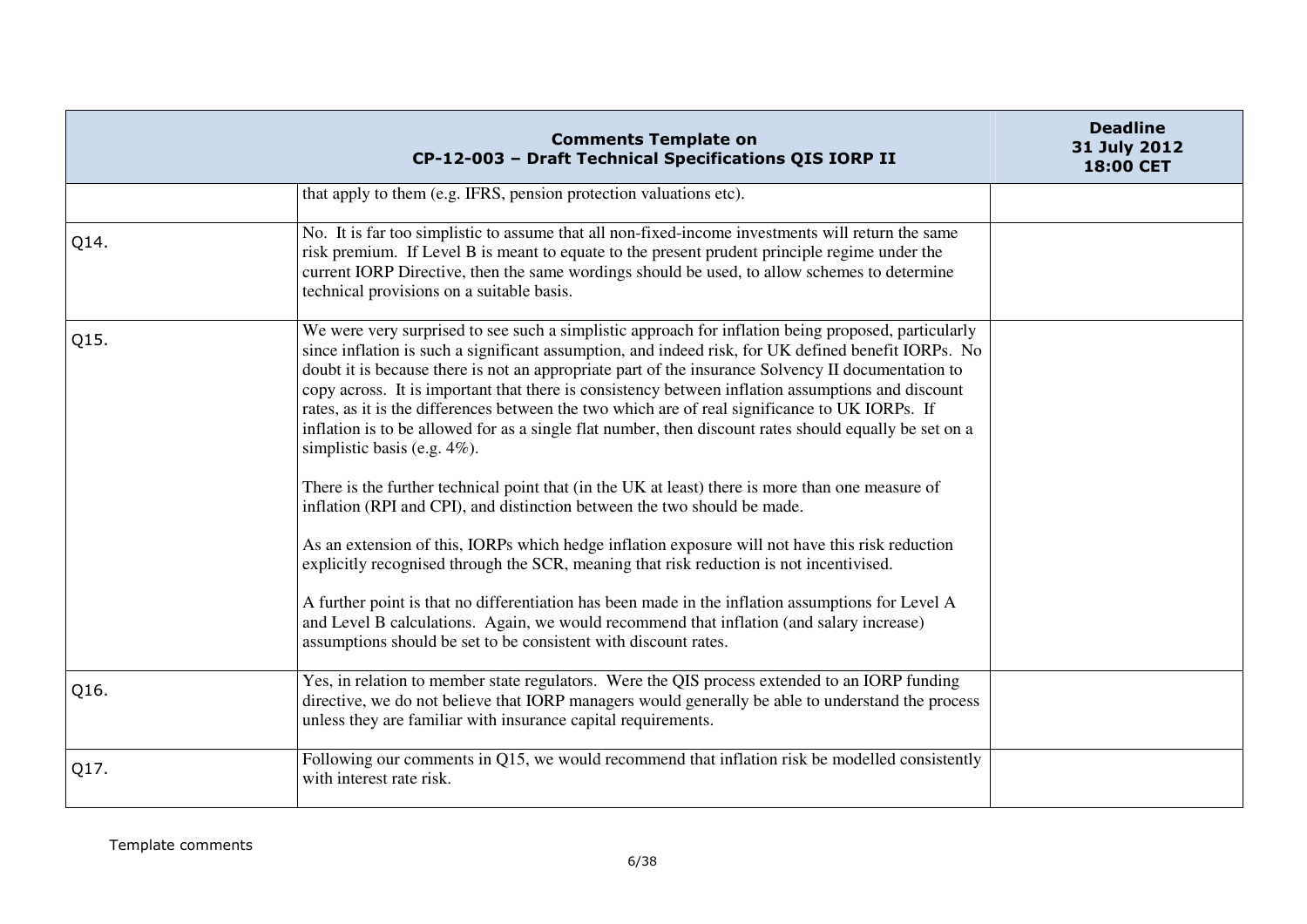| Comments Template on CP-12-003 – Draft Technical Specifications QIS IORP II | | Deadline 31 July 2012 18:00 CET |
|---|---|---|
| | that apply to them (e.g. IFRS, pension protection valuations etc). | |
| Q14. | No. It is far too simplistic to assume that all non-fixed-income investments will return the same risk premium. If Level B is meant to equate to the present prudent principle regime under the current IORP Directive, then the same wordings should be used, to allow schemes to determine technical provisions on a suitable basis. | |
| Q15. | We were very surprised to see such a simplistic approach for inflation being proposed, particularly since inflation is such a significant assumption, and indeed risk, for UK defined benefit IORPs. No doubt it is because there is not an appropriate part of the insurance Solvency II documentation to copy across. It is important that there is consistency between inflation assumptions and discount rates, as it is the differences between the two which are of real significance to UK IORPs. If inflation is to be allowed for as a single flat number, then discount rates should equally be set on a simplistic basis (e.g. 4%).<br><br>There is the further technical point that (in the UK at least) there is more than one measure of inflation (RPI and CPI), and distinction between the two should be made.<br><br>As an extension of this, IORPs which hedge inflation exposure will not have this risk reduction explicitly recognised through the SCR, meaning that risk reduction is not incentivised.<br><br>A further point is that no differentiation has been made in the inflation assumptions for Level A and Level B calculations. Again, we would recommend that inflation (and salary increase) assumptions should be set to be consistent with discount rates. | |
| Q16. | Yes, in relation to member state regulators. Were the QIS process extended to an IORP funding directive, we do not believe that IORP managers would generally be able to understand the process unless they are familiar with insurance capital requirements. | |
| Q17. | Following our comments in Q15, we would recommend that inflation risk be modelled consistently with interest rate risk. | |

Template comments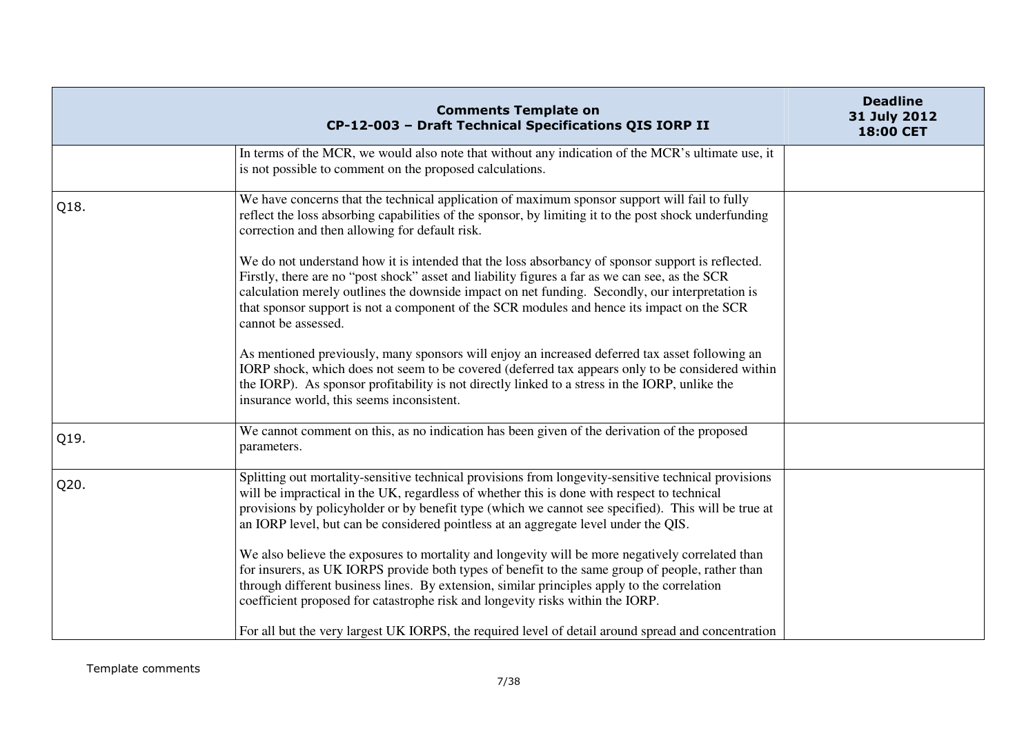| Comments Template on CP-12-003 – Draft Technical Specifications QIS IORP II | | Deadline 31 July 2012 18:00 CET |
|---|---|---|
| | In terms of the MCR, we would also note that without any indication of the MCR's ultimate use, it is not possible to comment on the proposed calculations. | |
| Q18. | We have concerns that the technical application of maximum sponsor support will fail to fully reflect the loss absorbing capabilities of the sponsor, by limiting it to the post shock underfunding correction and then allowing for default risk.<br><br>We do not understand how it is intended that the loss absorbancy of sponsor support is reflected. Firstly, there are no "post shock" asset and liability figures a far as we can see, as the SCR calculation merely outlines the downside impact on net funding. Secondly, our interpretation is that sponsor support is not a component of the SCR modules and hence its impact on the SCR cannot be assessed.<br><br>As mentioned previously, many sponsors will enjoy an increased deferred tax asset following an IORP shock, which does not seem to be covered (deferred tax appears only to be considered within the IORP). As sponsor profitability is not directly linked to a stress in the IORP, unlike the insurance world, this seems inconsistent. | |
| Q19. | We cannot comment on this, as no indication has been given of the derivation of the proposed parameters. | |
| Q20. | Splitting out mortality-sensitive technical provisions from longevity-sensitive technical provisions will be impractical in the UK, regardless of whether this is done with respect to technical provisions by policyholder or by benefit type (which we cannot see specified). This will be true at an IORP level, but can be considered pointless at an aggregate level under the QIS.<br><br>We also believe the exposures to mortality and longevity will be more negatively correlated than for insurers, as UK IORPS provide both types of benefit to the same group of people, rather than through different business lines. By extension, similar principles apply to the correlation coefficient proposed for catastrophe risk and longevity risks within the IORP.<br><br>For all but the very largest UK IORPS, the required level of detail around spread and concentration | |

Template comments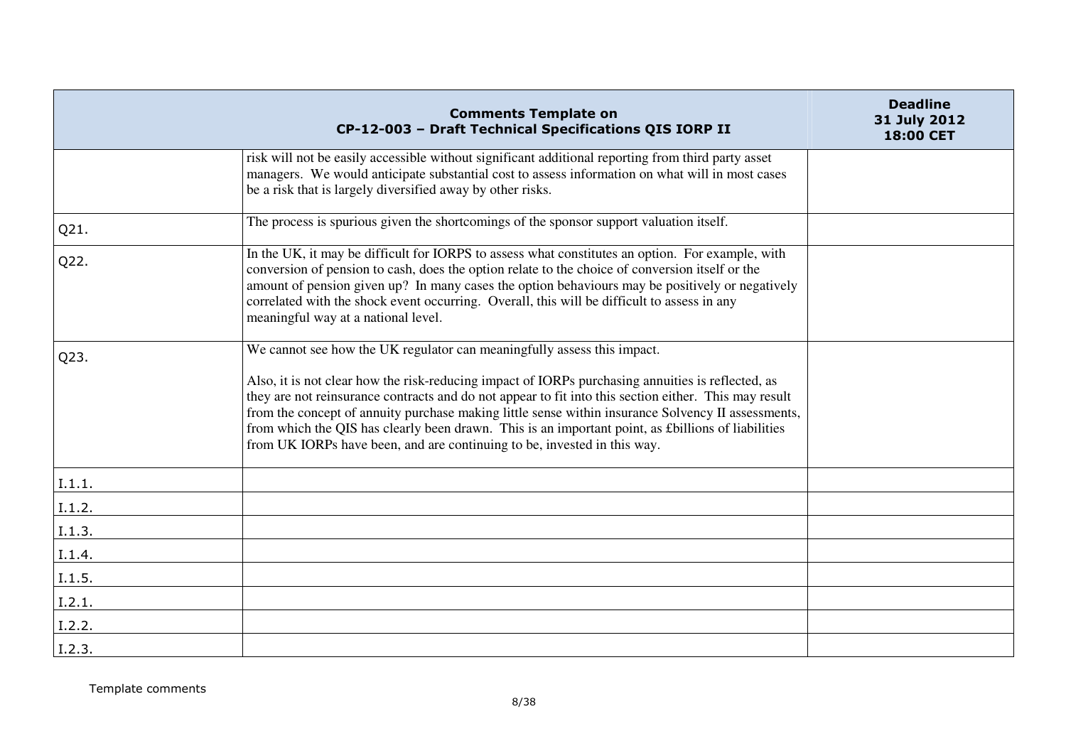| Comments Template on CP-12-003 – Draft Technical Specifications QIS IORP II | | Deadline 31 July 2012 18:00 CET |
|---|---|---|
| | risk will not be easily accessible without significant additional reporting from third party asset managers. We would anticipate substantial cost to assess information on what will in most cases be a risk that is largely diversified away by other risks. | |
| Q21. | The process is spurious given the shortcomings of the sponsor support valuation itself. | |
| Q22. | In the UK, it may be difficult for IORPS to assess what constitutes an option. For example, with conversion of pension to cash, does the option relate to the choice of conversion itself or the amount of pension given up? In many cases the option behaviours may be positively or negatively correlated with the shock event occurring. Overall, this will be difficult to assess in any meaningful way at a national level. | |
| Q23. | We cannot see how the UK regulator can meaningfully assess this impact.<br><br>Also, it is not clear how the risk-reducing impact of IORPs purchasing annuities is reflected, as they are not reinsurance contracts and do not appear to fit into this section either. This may result from the concept of annuity purchase making little sense within insurance Solvency II assessments, from which the QIS has clearly been drawn. This is an important point, as £billions of liabilities from UK IORPs have been, and are continuing to be, invested in this way. | |
| I.1.1. | | |
| I.1.2. | | |
| I.1.3. | | |
| I.1.4. | | |
| I.1.5. | | |
| I.2.1. | | |
| I.2.2. | | |
| I.2.3. | | |

Template comments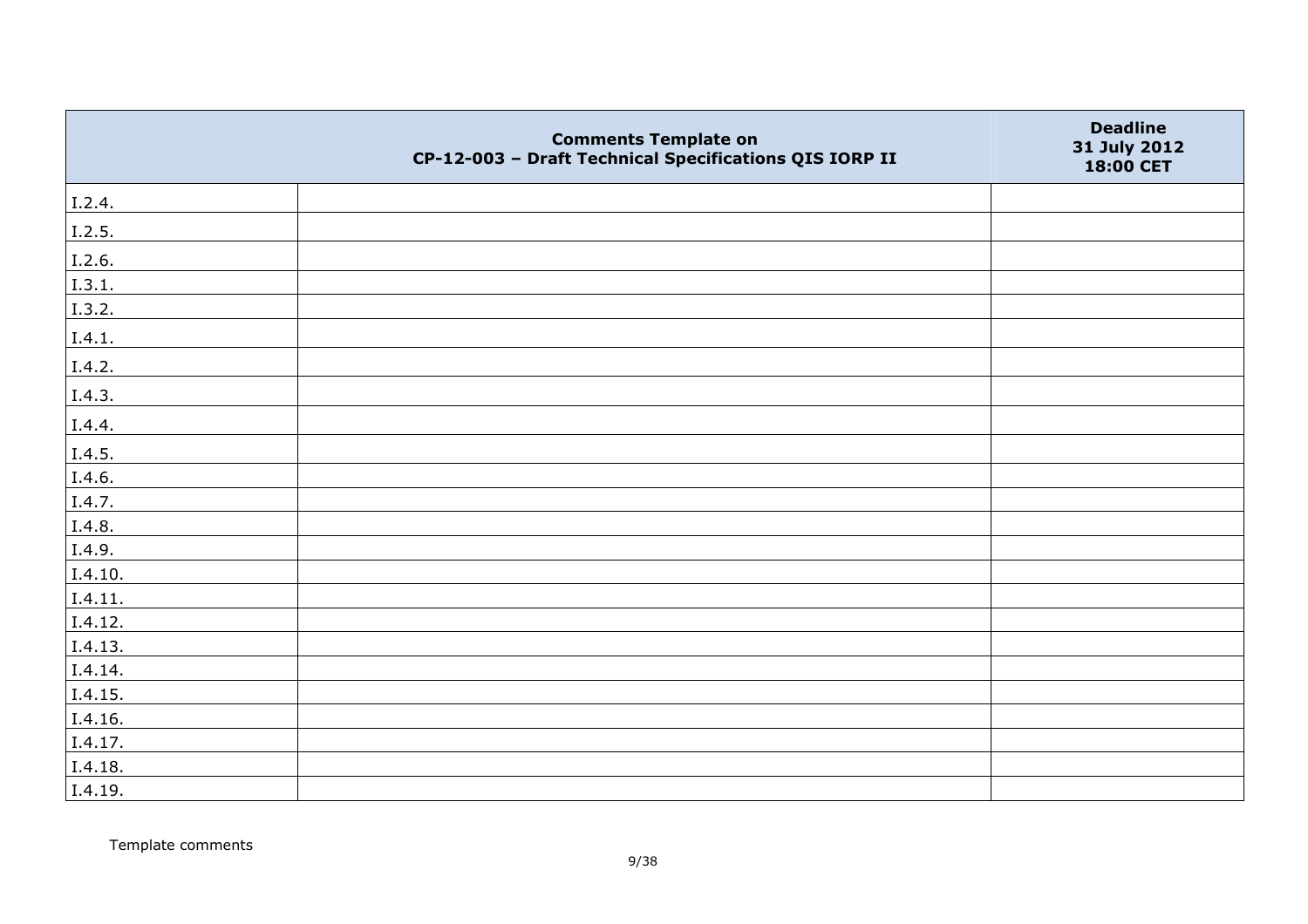| Comments Template on CP-12-003 – Draft Technical Specifications QIS IORP II | | Deadline 31 July 2012 18:00 CET |
|---|---|---|
| I.2.4. | | |
| I.2.5. | | |
| I.2.6. | | |
| I.3.1. | | |
| I.3.2. | | |
| I.4.1. | | |
| I.4.2. | | |
| I.4.3. | | |
| I.4.4. | | |
| I.4.5. | | |
| I.4.6. | | |
| I.4.7. | | |
| I.4.8. | | |
| I.4.9. | | |
| I.4.10. | | |
| I.4.11. | | |
| I.4.12. | | |
| I.4.13. | | |
| I.4.14. | | |
| I.4.15. | | |
| I.4.16. | | |
| I.4.17. | | |
| I.4.18. | | |
| I.4.19. | | |

Template comments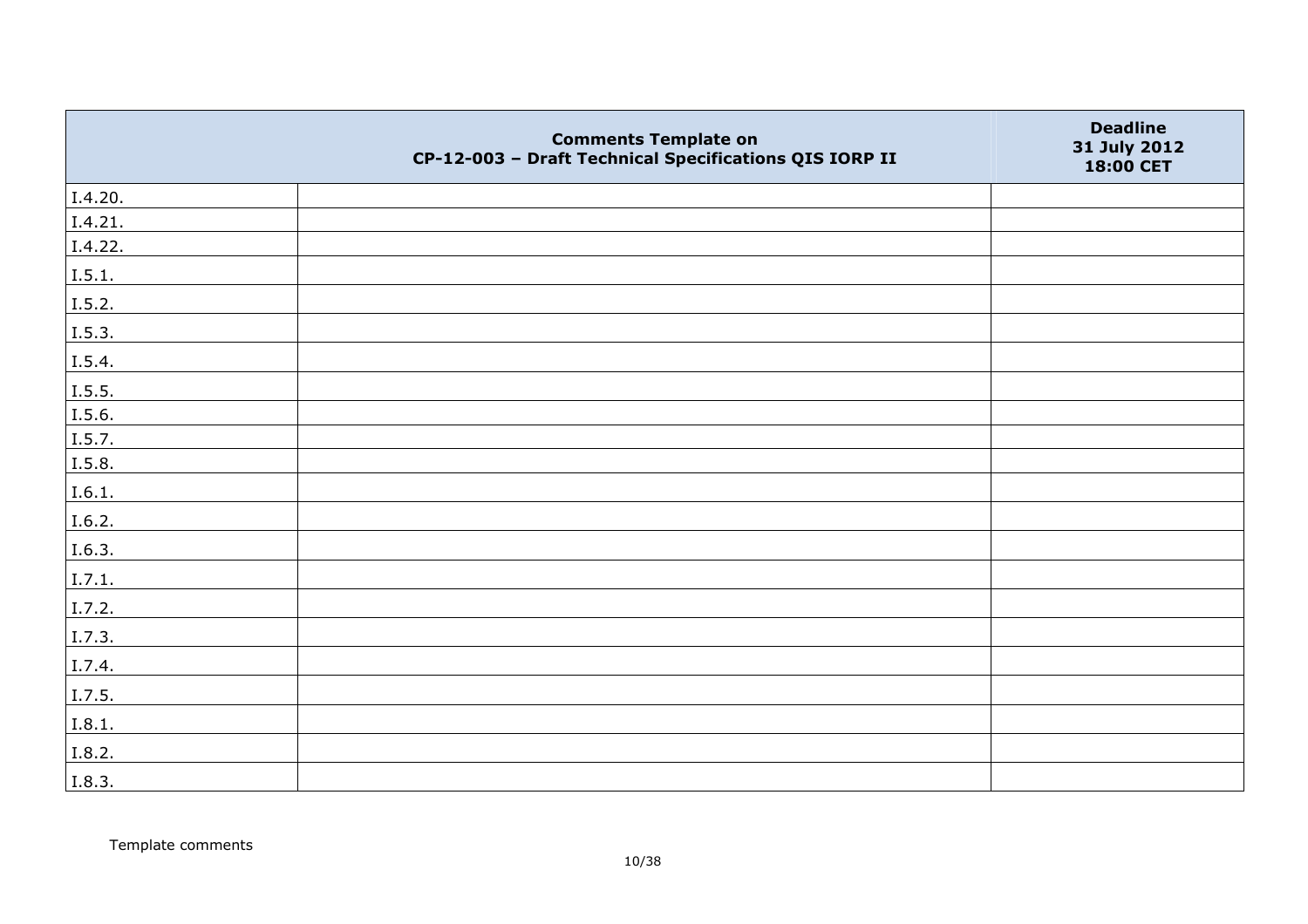| | Comments Template on CP-12-003 – Draft Technical Specifications QIS IORP II | Deadline 31 July 2012 18:00 CET |
|---|---|---|
| I.4.20. | | |
| I.4.21. | | |
| I.4.22. | | |
| I.5.1. | | |
| I.5.2. | | |
| I.5.3. | | |
| I.5.4. | | |
| I.5.5. | | |
| I.5.6. | | |
| I.5.7. | | |
| I.5.8. | | |
| I.6.1. | | |
| I.6.2. | | |
| I.6.3. | | |
| I.7.1. | | |
| I.7.2. | | |
| I.7.3. | | |
| I.7.4. | | |
| I.7.5. | | |
| I.8.1. | | |
| I.8.2. | | |
| I.8.3. | | |

Template comments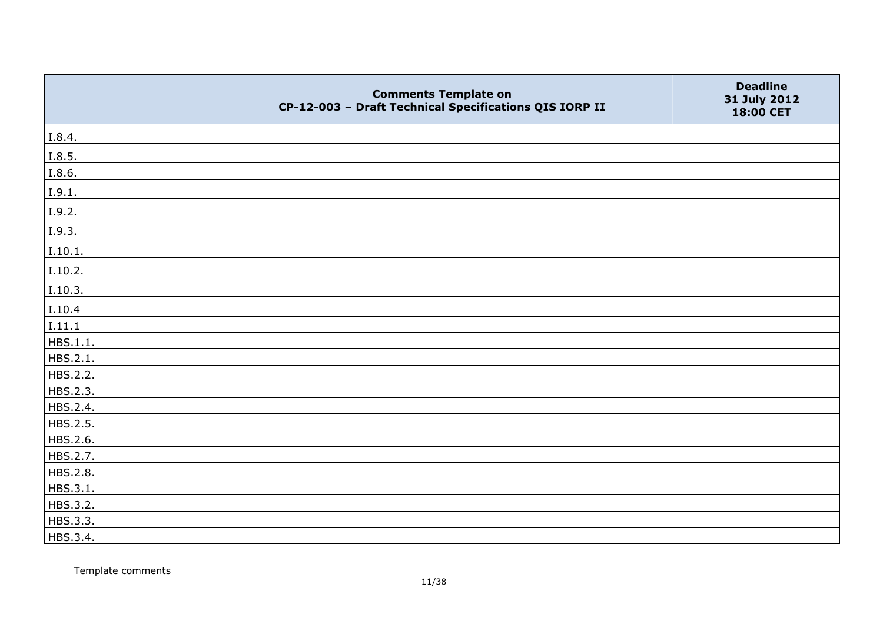| | Comments Template on CP-12-003 – Draft Technical Specifications QIS IORP II | Deadline 31 July 2012 18:00 CET |
|---|---|---|
| I.8.4. | | |
| I.8.5. | | |
| I.8.6. | | |
| I.9.1. | | |
| I.9.2. | | |
| I.9.3. | | |
| I.10.1. | | |
| I.10.2. | | |
| I.10.3. | | |
| I.10.4 | | |
| I.11.1 | | |
| HBS.1.1. | | |
| HBS.2.1. | | |
| HBS.2.2. | | |
| HBS.2.3. | | |
| HBS.2.4. | | |
| HBS.2.5. | | |
| HBS.2.6. | | |
| HBS.2.7. | | |
| HBS.2.8. | | |
| HBS.3.1. | | |
| HBS.3.2. | | |
| HBS.3.3. | | |
| HBS.3.4. | | |

Template comments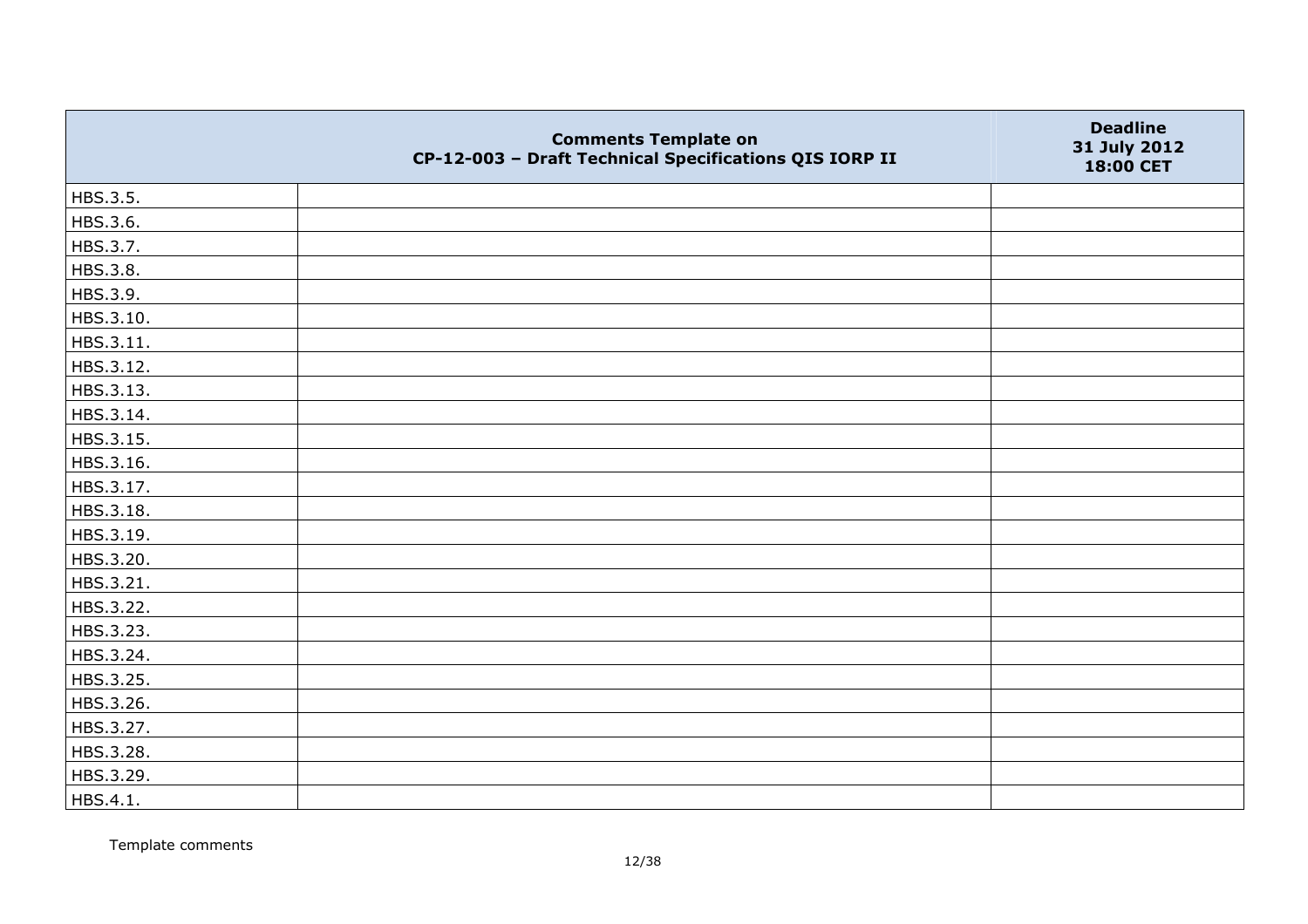| | Comments Template on CP-12-003 – Draft Technical Specifications QIS IORP II | Deadline 31 July 2012 18:00 CET |
|---|---|---|
| HBS.3.5. | | |
| HBS.3.6. | | |
| HBS.3.7. | | |
| HBS.3.8. | | |
| HBS.3.9. | | |
| HBS.3.10. | | |
| HBS.3.11. | | |
| HBS.3.12. | | |
| HBS.3.13. | | |
| HBS.3.14. | | |
| HBS.3.15. | | |
| HBS.3.16. | | |
| HBS.3.17. | | |
| HBS.3.18. | | |
| HBS.3.19. | | |
| HBS.3.20. | | |
| HBS.3.21. | | |
| HBS.3.22. | | |
| HBS.3.23. | | |
| HBS.3.24. | | |
| HBS.3.25. | | |
| HBS.3.26. | | |
| HBS.3.27. | | |
| HBS.3.28. | | |
| HBS.3.29. | | |
| HBS.4.1. | | |

Template comments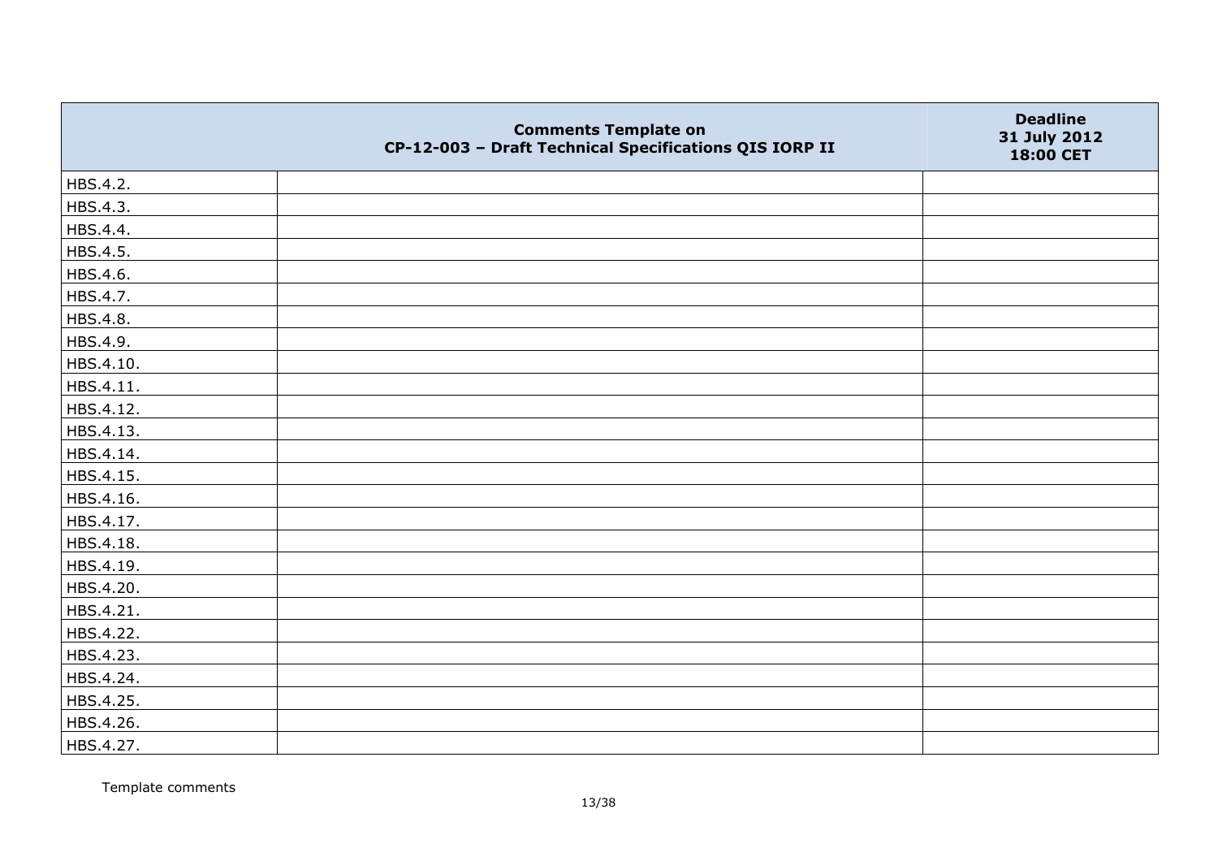| | Comments Template on CP-12-003 – Draft Technical Specifications QIS IORP II | Deadline 31 July 2012 18:00 CET |
|---|---|---|
| HBS.4.2. | | |
| HBS.4.3. | | |
| HBS.4.4. | | |
| HBS.4.5. | | |
| HBS.4.6. | | |
| HBS.4.7. | | |
| HBS.4.8. | | |
| HBS.4.9. | | |
| HBS.4.10. | | |
| HBS.4.11. | | |
| HBS.4.12. | | |
| HBS.4.13. | | |
| HBS.4.14. | | |
| HBS.4.15. | | |
| HBS.4.16. | | |
| HBS.4.17. | | |
| HBS.4.18. | | |
| HBS.4.19. | | |
| HBS.4.20. | | |
| HBS.4.21. | | |
| HBS.4.22. | | |
| HBS.4.23. | | |
| HBS.4.24. | | |
| HBS.4.25. | | |
| HBS.4.26. | | |
| HBS.4.27. | | |

Template comments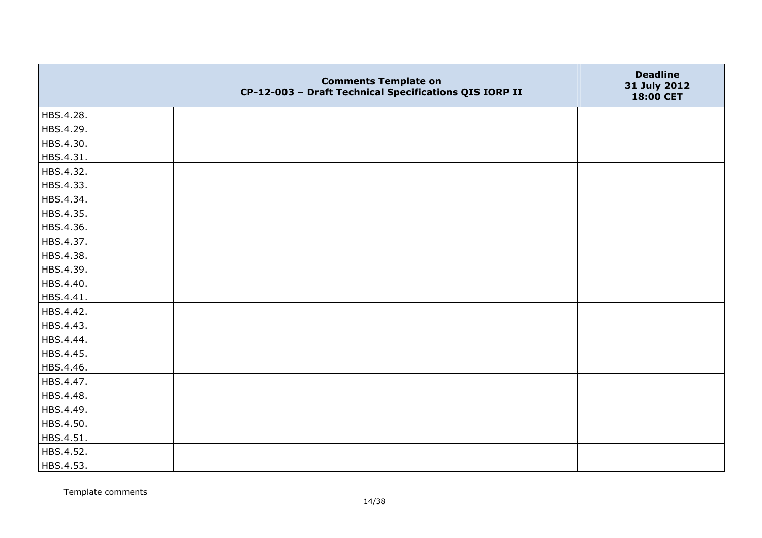| | Comments Template on CP-12-003 – Draft Technical Specifications QIS IORP II | Deadline 31 July 2012 18:00 CET |
|---|---|---|
| HBS.4.28. | | |
| HBS.4.29. | | |
| HBS.4.30. | | |
| HBS.4.31. | | |
| HBS.4.32. | | |
| HBS.4.33. | | |
| HBS.4.34. | | |
| HBS.4.35. | | |
| HBS.4.36. | | |
| HBS.4.37. | | |
| HBS.4.38. | | |
| HBS.4.39. | | |
| HBS.4.40. | | |
| HBS.4.41. | | |
| HBS.4.42. | | |
| HBS.4.43. | | |
| HBS.4.44. | | |
| HBS.4.45. | | |
| HBS.4.46. | | |
| HBS.4.47. | | |
| HBS.4.48. | | |
| HBS.4.49. | | |
| HBS.4.50. | | |
| HBS.4.51. | | |
| HBS.4.52. | | |
| HBS.4.53. | | |

Template comments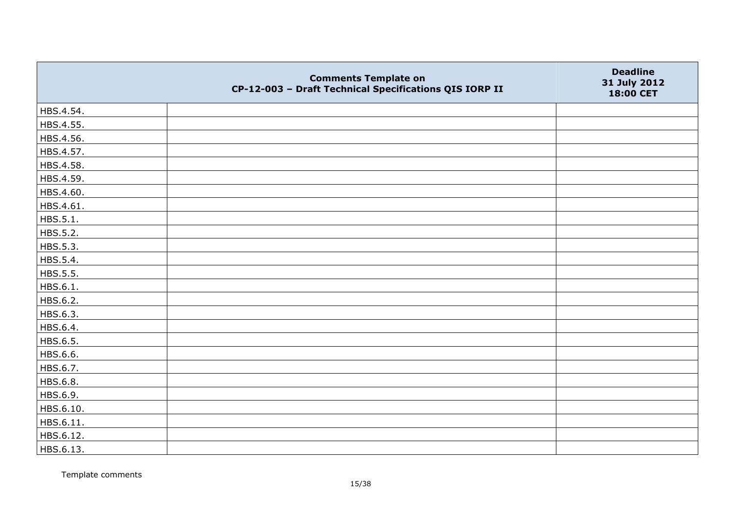|  | Comments Template on CP-12-003 – Draft Technical Specifications QIS IORP II | Deadline 31 July 2012 18:00 CET |
|---|---|---|
| HBS.4.54. |  |  |
| HBS.4.55. |  |  |
| HBS.4.56. |  |  |
| HBS.4.57. |  |  |
| HBS.4.58. |  |  |
| HBS.4.59. |  |  |
| HBS.4.60. |  |  |
| HBS.4.61. |  |  |
| HBS.5.1. |  |  |
| HBS.5.2. |  |  |
| HBS.5.3. |  |  |
| HBS.5.4. |  |  |
| HBS.5.5. |  |  |
| HBS.6.1. |  |  |
| HBS.6.2. |  |  |
| HBS.6.3. |  |  |
| HBS.6.4. |  |  |
| HBS.6.5. |  |  |
| HBS.6.6. |  |  |
| HBS.6.7. |  |  |
| HBS.6.8. |  |  |
| HBS.6.9. |  |  |
| HBS.6.10. |  |  |
| HBS.6.11. |  |  |
| HBS.6.12. |  |  |
| HBS.6.13. |  |  |

Template comments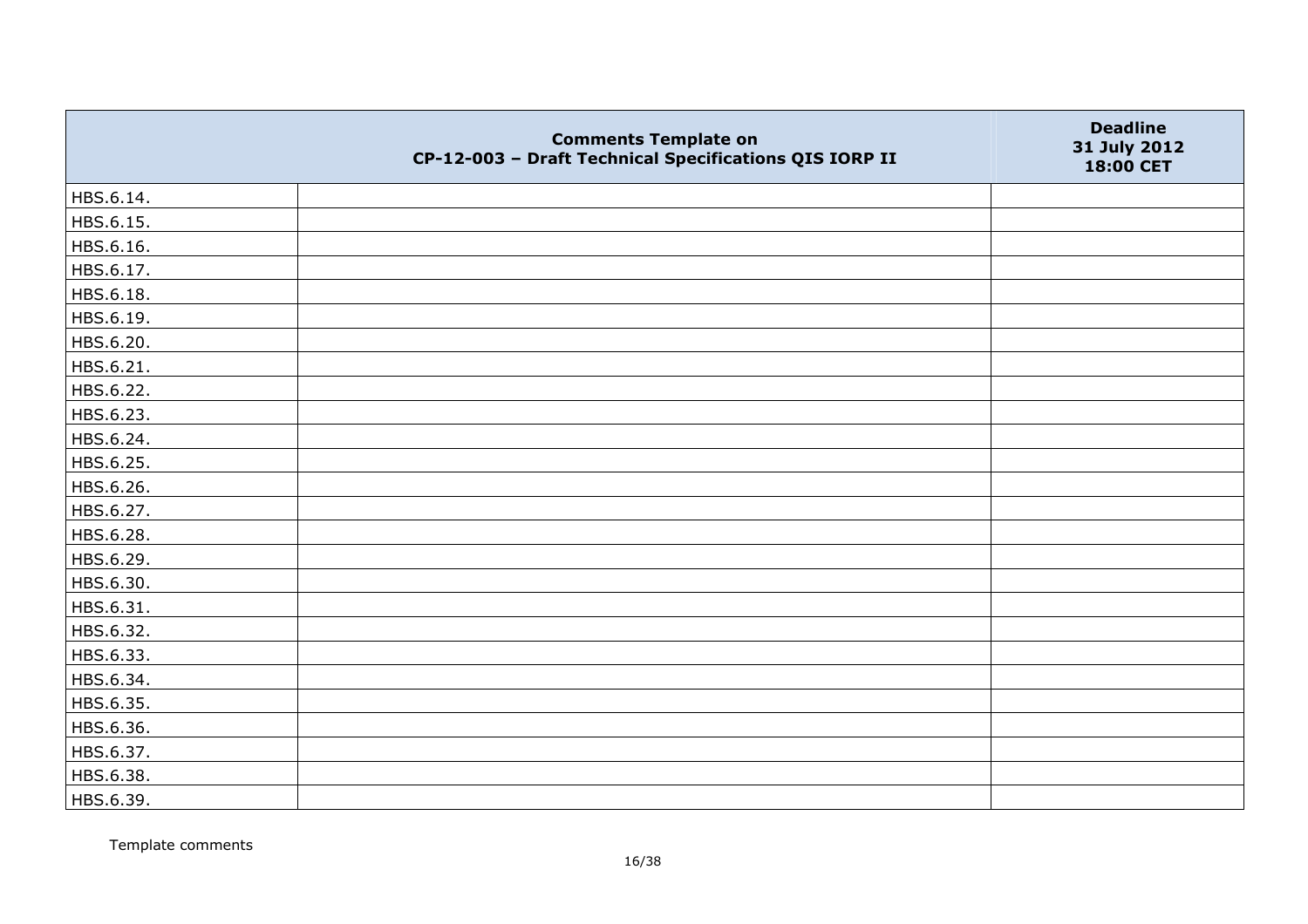| | Comments Template on<br>CP-12-003 – Draft Technical Specifications QIS IORP II | Deadline<br>31 July 2012<br>18:00 CET |
|---|---|---|
| HBS.6.14. | | |
| HBS.6.15. | | |
| HBS.6.16. | | |
| HBS.6.17. | | |
| HBS.6.18. | | |
| HBS.6.19. | | |
| HBS.6.20. | | |
| HBS.6.21. | | |
| HBS.6.22. | | |
| HBS.6.23. | | |
| HBS.6.24. | | |
| HBS.6.25. | | |
| HBS.6.26. | | |
| HBS.6.27. | | |
| HBS.6.28. | | |
| HBS.6.29. | | |
| HBS.6.30. | | |
| HBS.6.31. | | |
| HBS.6.32. | | |
| HBS.6.33. | | |
| HBS.6.34. | | |
| HBS.6.35. | | |
| HBS.6.36. | | |
| HBS.6.37. | | |
| HBS.6.38. | | |
| HBS.6.39. | | |

Template comments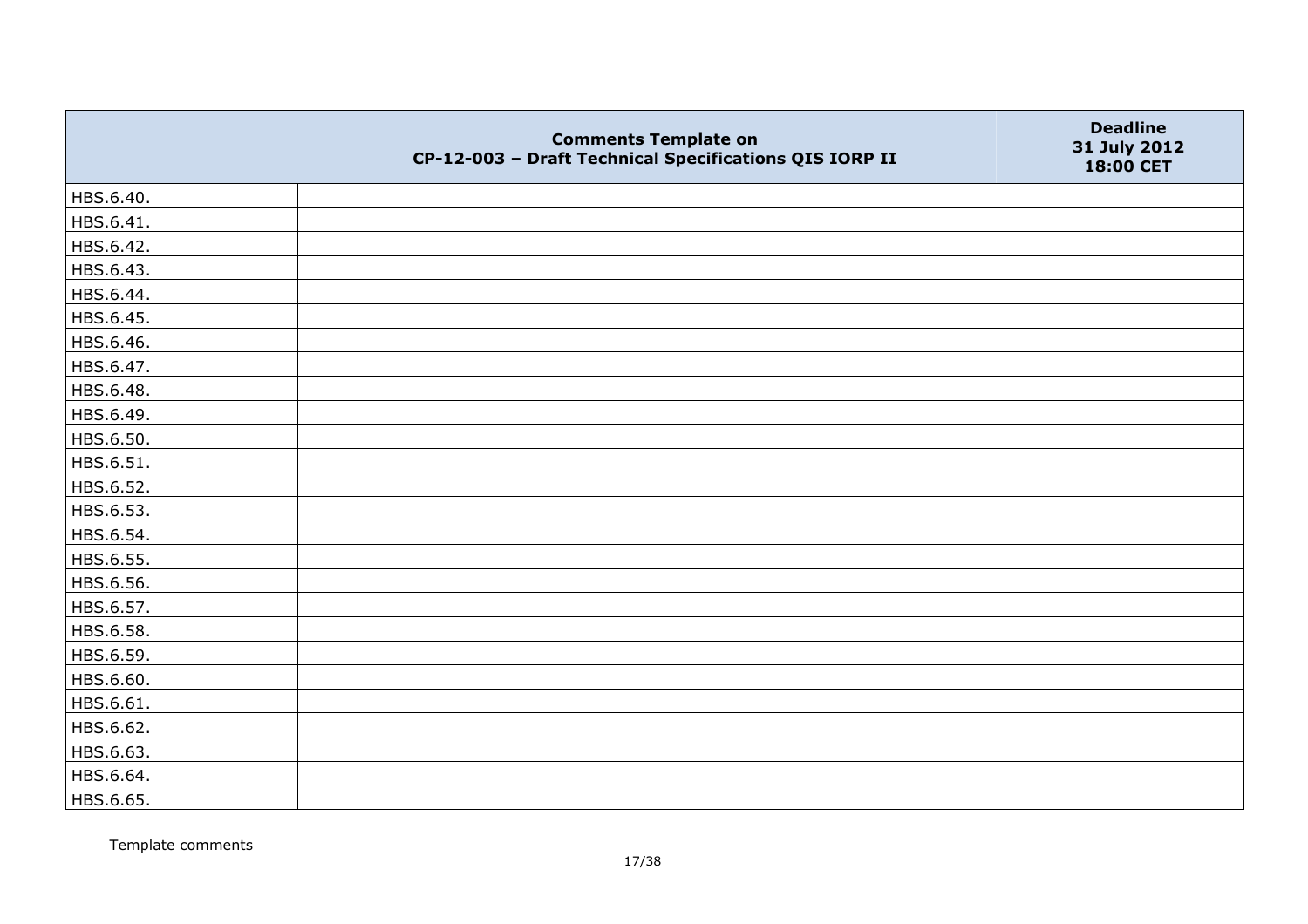| | Comments Template on CP-12-003 – Draft Technical Specifications QIS IORP II | Deadline 31 July 2012 18:00 CET |
|---|---|---|
| HBS.6.40. | | |
| HBS.6.41. | | |
| HBS.6.42. | | |
| HBS.6.43. | | |
| HBS.6.44. | | |
| HBS.6.45. | | |
| HBS.6.46. | | |
| HBS.6.47. | | |
| HBS.6.48. | | |
| HBS.6.49. | | |
| HBS.6.50. | | |
| HBS.6.51. | | |
| HBS.6.52. | | |
| HBS.6.53. | | |
| HBS.6.54. | | |
| HBS.6.55. | | |
| HBS.6.56. | | |
| HBS.6.57. | | |
| HBS.6.58. | | |
| HBS.6.59. | | |
| HBS.6.60. | | |
| HBS.6.61. | | |
| HBS.6.62. | | |
| HBS.6.63. | | |
| HBS.6.64. | | |
| HBS.6.65. | | |

Template comments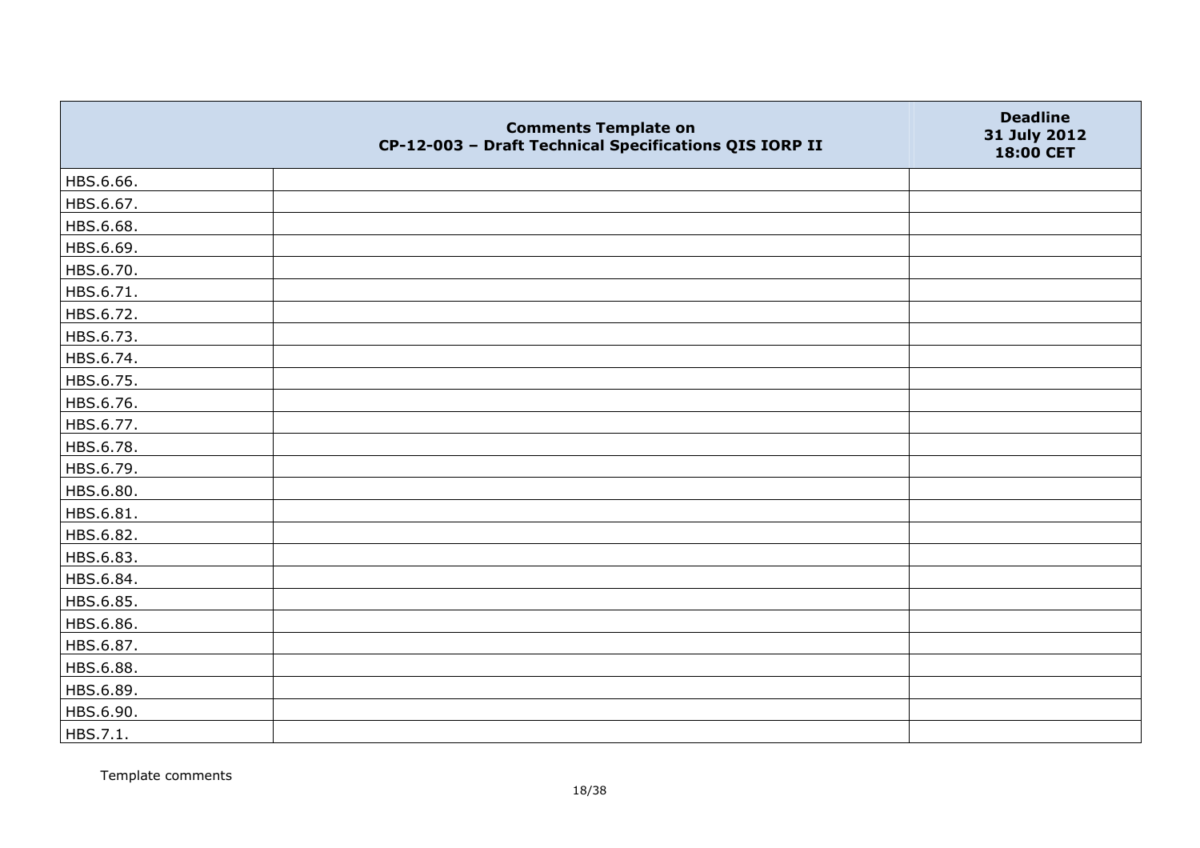| | Comments Template on CP-12-003 – Draft Technical Specifications QIS IORP II | Deadline 31 July 2012 18:00 CET |
|---|---|---|
| HBS.6.66. | | |
| HBS.6.67. | | |
| HBS.6.68. | | |
| HBS.6.69. | | |
| HBS.6.70. | | |
| HBS.6.71. | | |
| HBS.6.72. | | |
| HBS.6.73. | | |
| HBS.6.74. | | |
| HBS.6.75. | | |
| HBS.6.76. | | |
| HBS.6.77. | | |
| HBS.6.78. | | |
| HBS.6.79. | | |
| HBS.6.80. | | |
| HBS.6.81. | | |
| HBS.6.82. | | |
| HBS.6.83. | | |
| HBS.6.84. | | |
| HBS.6.85. | | |
| HBS.6.86. | | |
| HBS.6.87. | | |
| HBS.6.88. | | |
| HBS.6.89. | | |
| HBS.6.90. | | |
| HBS.7.1. | | |

Template comments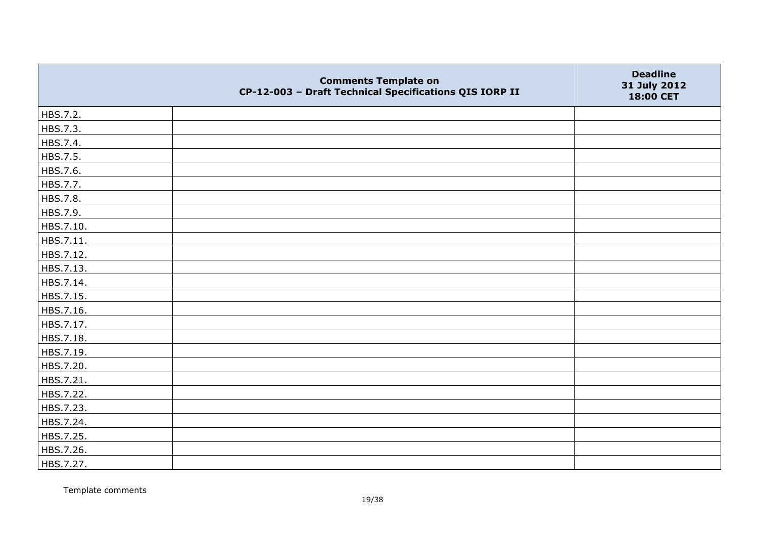|  | Comments Template on CP-12-003 – Draft Technical Specifications QIS IORP II | Deadline 31 July 2012 18:00 CET |
|---|---|---|
| HBS.7.2. |  |  |
| HBS.7.3. |  |  |
| HBS.7.4. |  |  |
| HBS.7.5. |  |  |
| HBS.7.6. |  |  |
| HBS.7.7. |  |  |
| HBS.7.8. |  |  |
| HBS.7.9. |  |  |
| HBS.7.10. |  |  |
| HBS.7.11. |  |  |
| HBS.7.12. |  |  |
| HBS.7.13. |  |  |
| HBS.7.14. |  |  |
| HBS.7.15. |  |  |
| HBS.7.16. |  |  |
| HBS.7.17. |  |  |
| HBS.7.18. |  |  |
| HBS.7.19. |  |  |
| HBS.7.20. |  |  |
| HBS.7.21. |  |  |
| HBS.7.22. |  |  |
| HBS.7.23. |  |  |
| HBS.7.24. |  |  |
| HBS.7.25. |  |  |
| HBS.7.26. |  |  |
| HBS.7.27. |  |  |

Template comments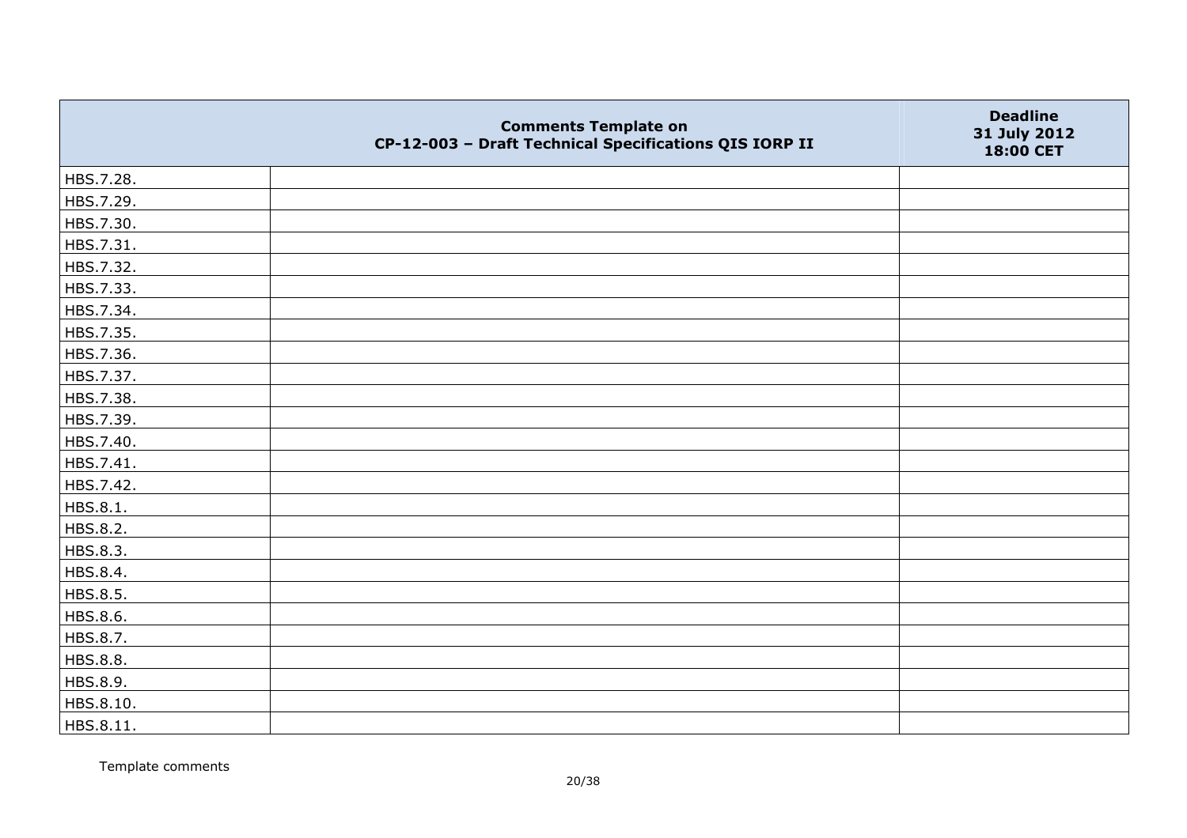| | Comments Template on CP-12-003 – Draft Technical Specifications QIS IORP II | Deadline 31 July 2012 18:00 CET |
|---|---|---|
| HBS.7.28. | | |
| HBS.7.29. | | |
| HBS.7.30. | | |
| HBS.7.31. | | |
| HBS.7.32. | | |
| HBS.7.33. | | |
| HBS.7.34. | | |
| HBS.7.35. | | |
| HBS.7.36. | | |
| HBS.7.37. | | |
| HBS.7.38. | | |
| HBS.7.39. | | |
| HBS.7.40. | | |
| HBS.7.41. | | |
| HBS.7.42. | | |
| HBS.8.1. | | |
| HBS.8.2. | | |
| HBS.8.3. | | |
| HBS.8.4. | | |
| HBS.8.5. | | |
| HBS.8.6. | | |
| HBS.8.7. | | |
| HBS.8.8. | | |
| HBS.8.9. | | |
| HBS.8.10. | | |
| HBS.8.11. | | |

Template comments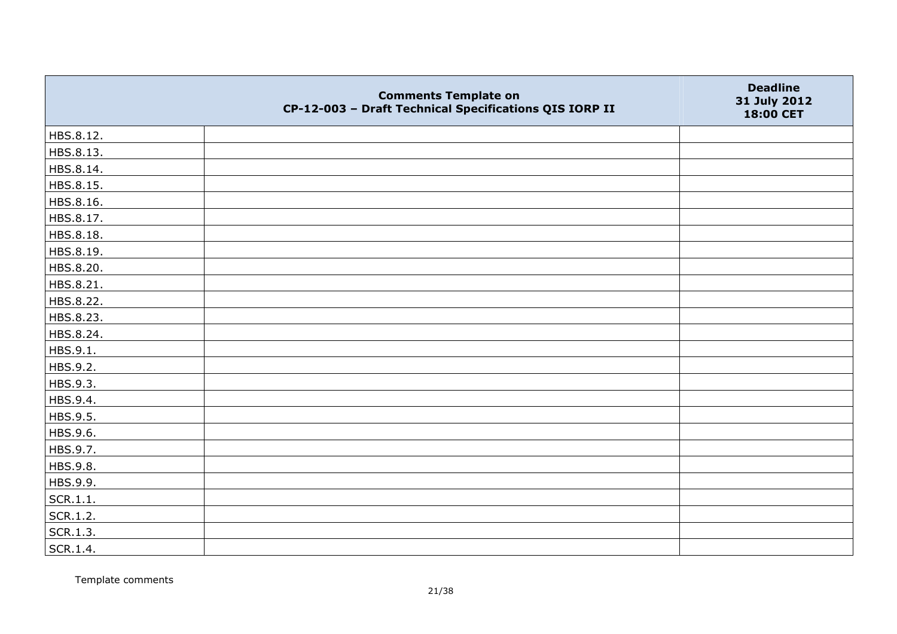| | Comments Template on CP-12-003 – Draft Technical Specifications QIS IORP II | Deadline 31 July 2012 18:00 CET |
|---|---|---|
| HBS.8.12. | | |
| HBS.8.13. | | |
| HBS.8.14. | | |
| HBS.8.15. | | |
| HBS.8.16. | | |
| HBS.8.17. | | |
| HBS.8.18. | | |
| HBS.8.19. | | |
| HBS.8.20. | | |
| HBS.8.21. | | |
| HBS.8.22. | | |
| HBS.8.23. | | |
| HBS.8.24. | | |
| HBS.9.1. | | |
| HBS.9.2. | | |
| HBS.9.3. | | |
| HBS.9.4. | | |
| HBS.9.5. | | |
| HBS.9.6. | | |
| HBS.9.7. | | |
| HBS.9.8. | | |
| HBS.9.9. | | |
| SCR.1.1. | | |
| SCR.1.2. | | |
| SCR.1.3. | | |
| SCR.1.4. | | |

Template comments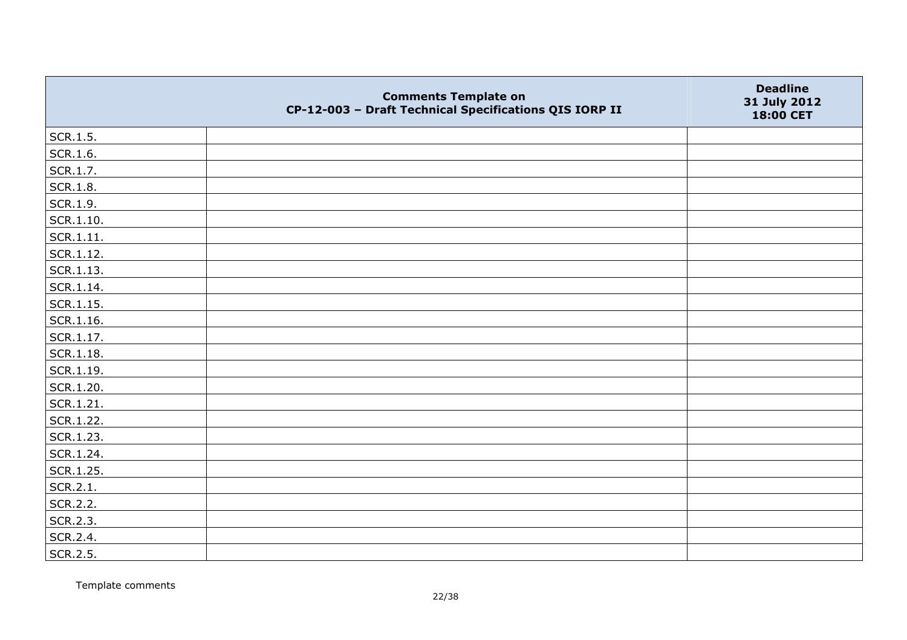|  | Comments Template on CP-12-003 – Draft Technical Specifications QIS IORP II | Deadline 31 July 2012 18:00 CET |
|---|---|---|
| SCR.1.5. |  |  |
| SCR.1.6. |  |  |
| SCR.1.7. |  |  |
| SCR.1.8. |  |  |
| SCR.1.9. |  |  |
| SCR.1.10. |  |  |
| SCR.1.11. |  |  |
| SCR.1.12. |  |  |
| SCR.1.13. |  |  |
| SCR.1.14. |  |  |
| SCR.1.15. |  |  |
| SCR.1.16. |  |  |
| SCR.1.17. |  |  |
| SCR.1.18. |  |  |
| SCR.1.19. |  |  |
| SCR.1.20. |  |  |
| SCR.1.21. |  |  |
| SCR.1.22. |  |  |
| SCR.1.23. |  |  |
| SCR.1.24. |  |  |
| SCR.1.25. |  |  |
| SCR.2.1. |  |  |
| SCR.2.2. |  |  |
| SCR.2.3. |  |  |
| SCR.2.4. |  |  |
| SCR.2.5. |  |  |

Template comments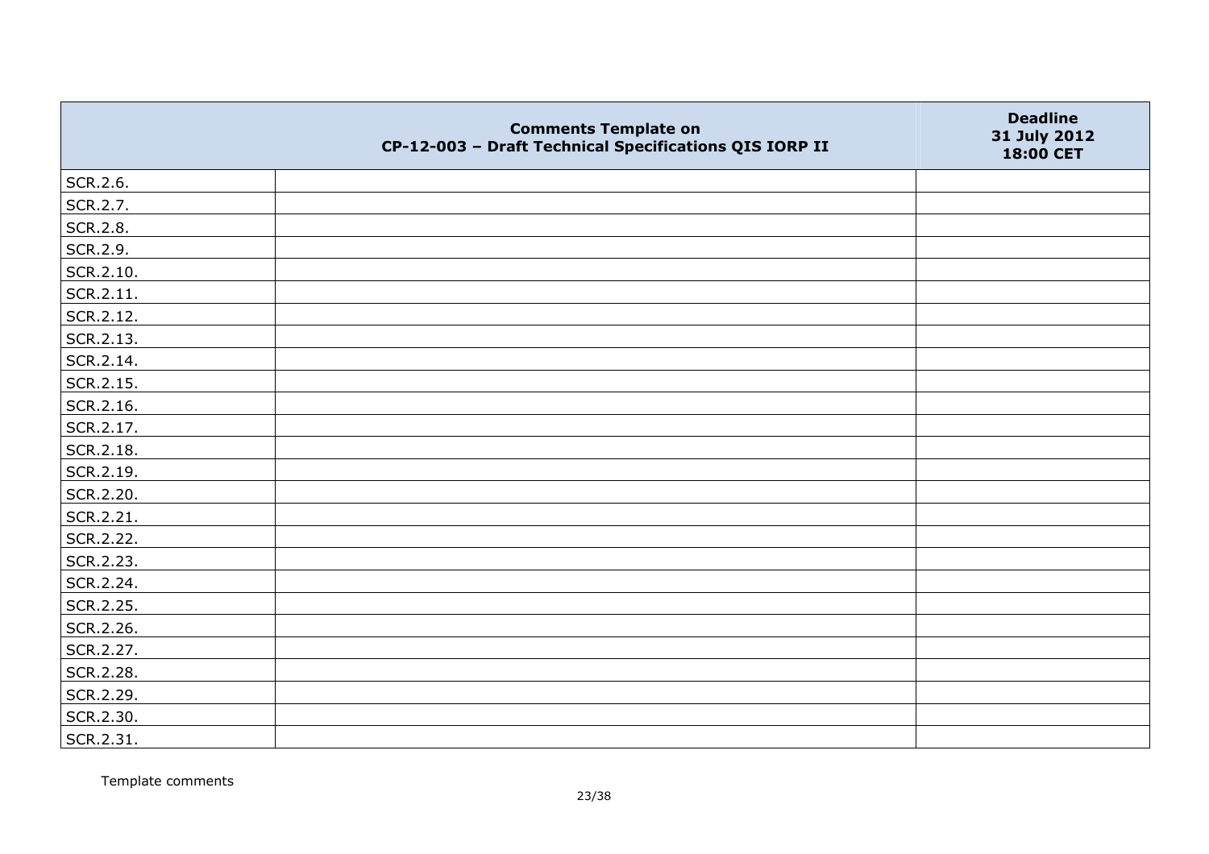| | Comments Template on CP-12-003 – Draft Technical Specifications QIS IORP II | Deadline 31 July 2012 18:00 CET |
|---|---|---|
| SCR.2.6. | | |
| SCR.2.7. | | |
| SCR.2.8. | | |
| SCR.2.9. | | |
| SCR.2.10. | | |
| SCR.2.11. | | |
| SCR.2.12. | | |
| SCR.2.13. | | |
| SCR.2.14. | | |
| SCR.2.15. | | |
| SCR.2.16. | | |
| SCR.2.17. | | |
| SCR.2.18. | | |
| SCR.2.19. | | |
| SCR.2.20. | | |
| SCR.2.21. | | |
| SCR.2.22. | | |
| SCR.2.23. | | |
| SCR.2.24. | | |
| SCR.2.25. | | |
| SCR.2.26. | | |
| SCR.2.27. | | |
| SCR.2.28. | | |
| SCR.2.29. | | |
| SCR.2.30. | | |
| SCR.2.31. | | |

Template comments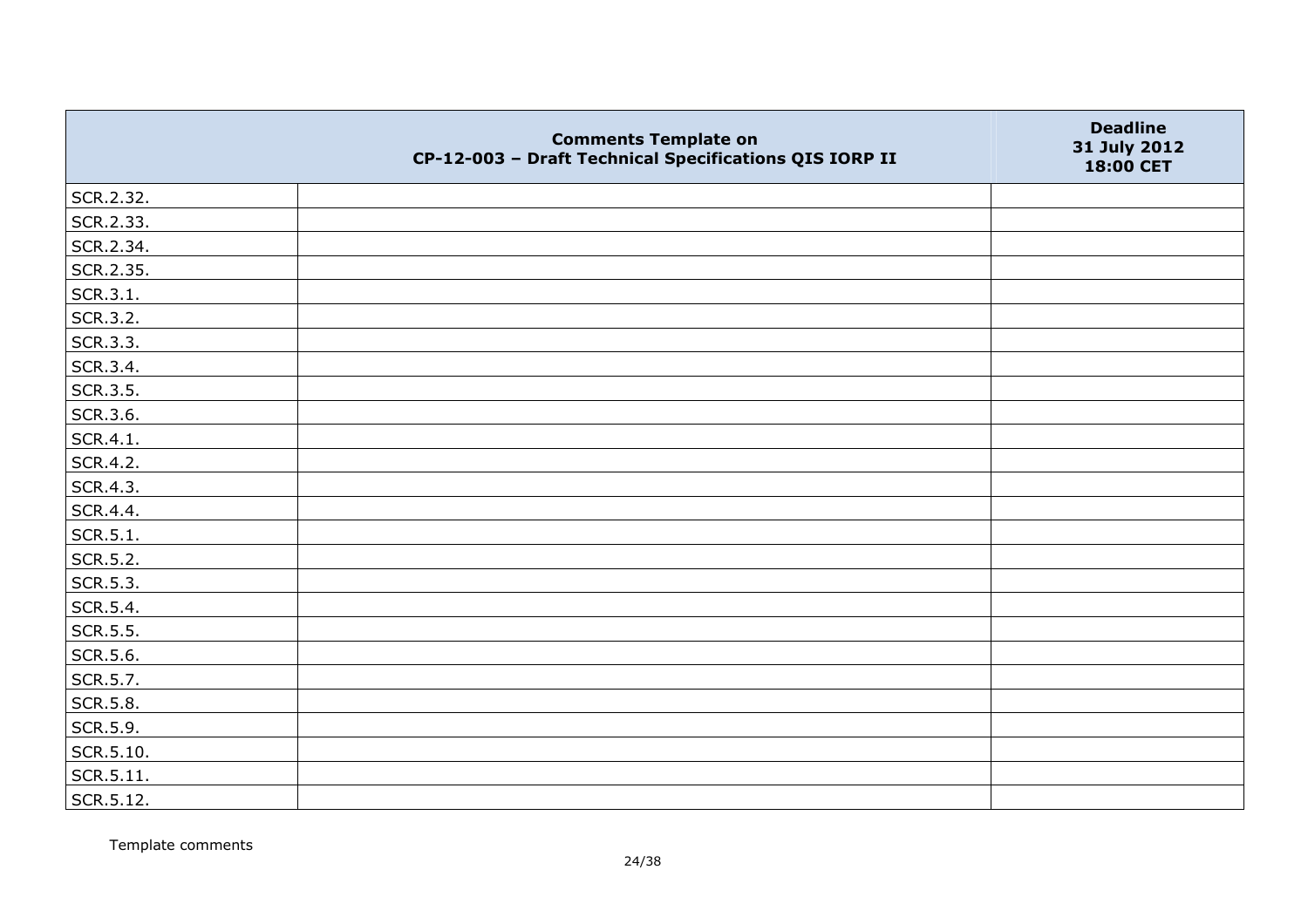|  | Comments Template on CP-12-003 – Draft Technical Specifications QIS IORP II | Deadline 31 July 2012 18:00 CET |
|---|---|---|
| SCR.2.32. |  |  |
| SCR.2.33. |  |  |
| SCR.2.34. |  |  |
| SCR.2.35. |  |  |
| SCR.3.1. |  |  |
| SCR.3.2. |  |  |
| SCR.3.3. |  |  |
| SCR.3.4. |  |  |
| SCR.3.5. |  |  |
| SCR.3.6. |  |  |
| SCR.4.1. |  |  |
| SCR.4.2. |  |  |
| SCR.4.3. |  |  |
| SCR.4.4. |  |  |
| SCR.5.1. |  |  |
| SCR.5.2. |  |  |
| SCR.5.3. |  |  |
| SCR.5.4. |  |  |
| SCR.5.5. |  |  |
| SCR.5.6. |  |  |
| SCR.5.7. |  |  |
| SCR.5.8. |  |  |
| SCR.5.9. |  |  |
| SCR.5.10. |  |  |
| SCR.5.11. |  |  |
| SCR.5.12. |  |  |

Template comments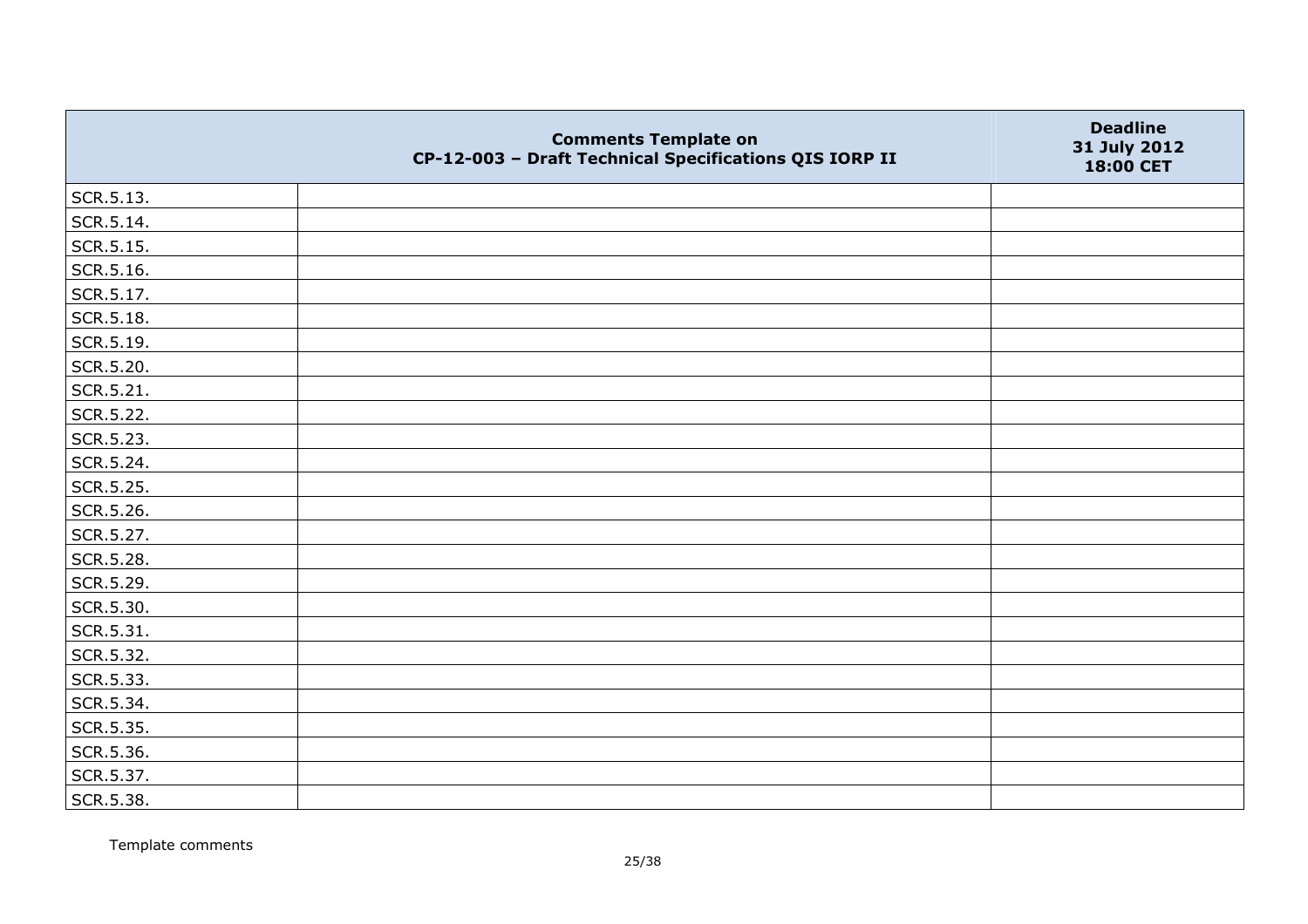|  | Comments Template on CP-12-003 – Draft Technical Specifications QIS IORP II | Deadline 31 July 2012 18:00 CET |
|---|---|---|
| SCR.5.13. |  |  |
| SCR.5.14. |  |  |
| SCR.5.15. |  |  |
| SCR.5.16. |  |  |
| SCR.5.17. |  |  |
| SCR.5.18. |  |  |
| SCR.5.19. |  |  |
| SCR.5.20. |  |  |
| SCR.5.21. |  |  |
| SCR.5.22. |  |  |
| SCR.5.23. |  |  |
| SCR.5.24. |  |  |
| SCR.5.25. |  |  |
| SCR.5.26. |  |  |
| SCR.5.27. |  |  |
| SCR.5.28. |  |  |
| SCR.5.29. |  |  |
| SCR.5.30. |  |  |
| SCR.5.31. |  |  |
| SCR.5.32. |  |  |
| SCR.5.33. |  |  |
| SCR.5.34. |  |  |
| SCR.5.35. |  |  |
| SCR.5.36. |  |  |
| SCR.5.37. |  |  |
| SCR.5.38. |  |  |

Template comments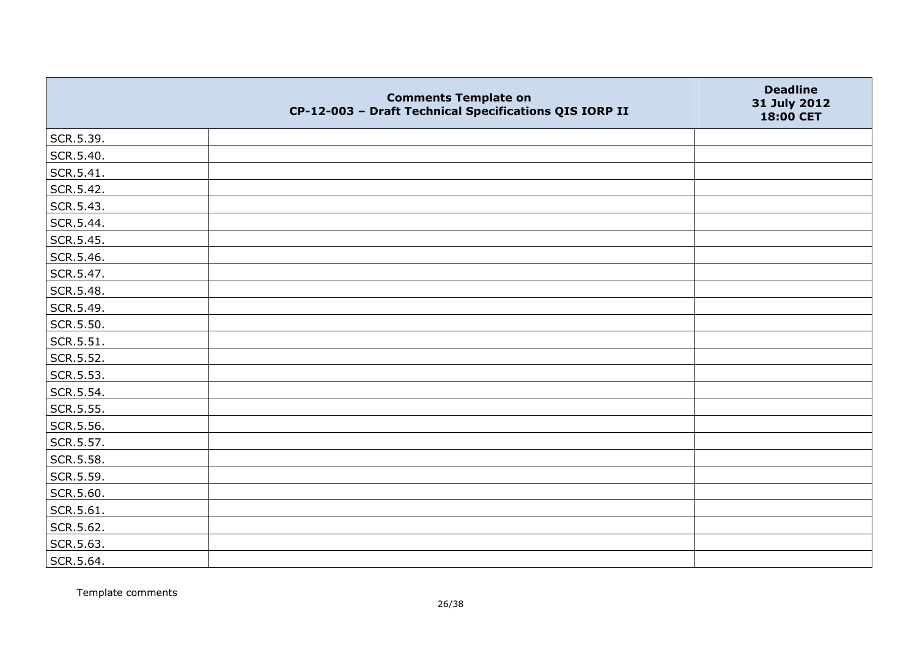|  | Comments Template on CP-12-003 – Draft Technical Specifications QIS IORP II | Deadline 31 July 2012 18:00 CET |
|---|---|---|
| SCR.5.39. |  |  |
| SCR.5.40. |  |  |
| SCR.5.41. |  |  |
| SCR.5.42. |  |  |
| SCR.5.43. |  |  |
| SCR.5.44. |  |  |
| SCR.5.45. |  |  |
| SCR.5.46. |  |  |
| SCR.5.47. |  |  |
| SCR.5.48. |  |  |
| SCR.5.49. |  |  |
| SCR.5.50. |  |  |
| SCR.5.51. |  |  |
| SCR.5.52. |  |  |
| SCR.5.53. |  |  |
| SCR.5.54. |  |  |
| SCR.5.55. |  |  |
| SCR.5.56. |  |  |
| SCR.5.57. |  |  |
| SCR.5.58. |  |  |
| SCR.5.59. |  |  |
| SCR.5.60. |  |  |
| SCR.5.61. |  |  |
| SCR.5.62. |  |  |
| SCR.5.63. |  |  |
| SCR.5.64. |  |  |

Template comments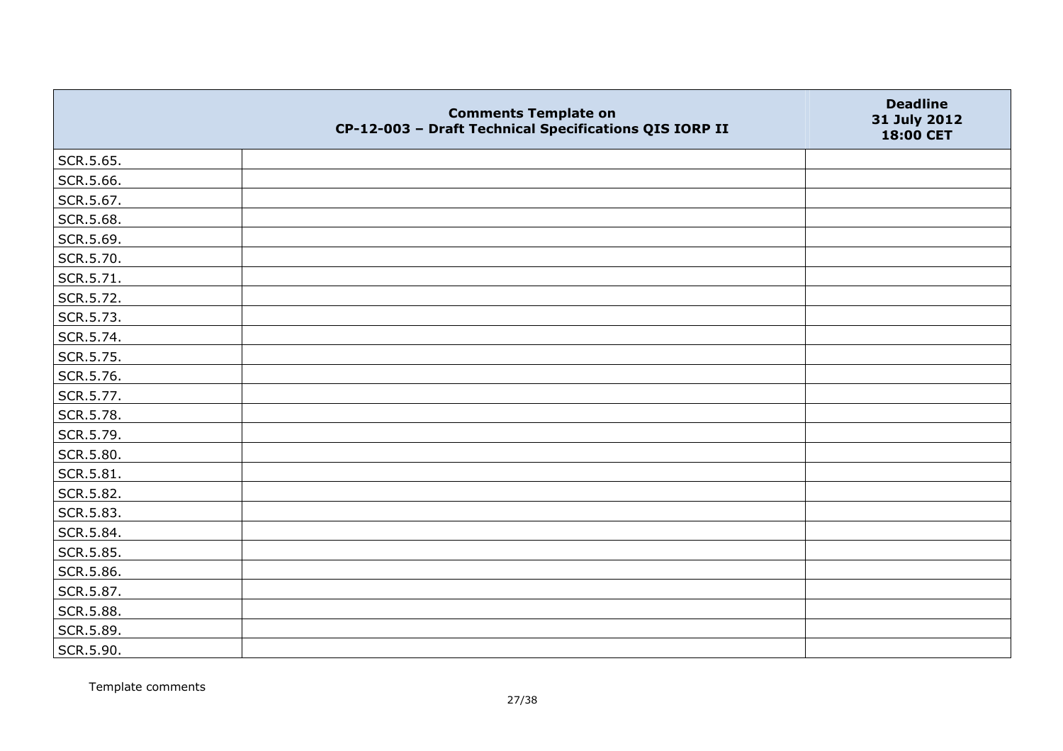| | Comments Template on CP-12-003 – Draft Technical Specifications QIS IORP II | Deadline 31 July 2012 18:00 CET |
|---|---|---|
| SCR.5.65. | | |
| SCR.5.66. | | |
| SCR.5.67. | | |
| SCR.5.68. | | |
| SCR.5.69. | | |
| SCR.5.70. | | |
| SCR.5.71. | | |
| SCR.5.72. | | |
| SCR.5.73. | | |
| SCR.5.74. | | |
| SCR.5.75. | | |
| SCR.5.76. | | |
| SCR.5.77. | | |
| SCR.5.78. | | |
| SCR.5.79. | | |
| SCR.5.80. | | |
| SCR.5.81. | | |
| SCR.5.82. | | |
| SCR.5.83. | | |
| SCR.5.84. | | |
| SCR.5.85. | | |
| SCR.5.86. | | |
| SCR.5.87. | | |
| SCR.5.88. | | |
| SCR.5.89. | | |
| SCR.5.90. | | |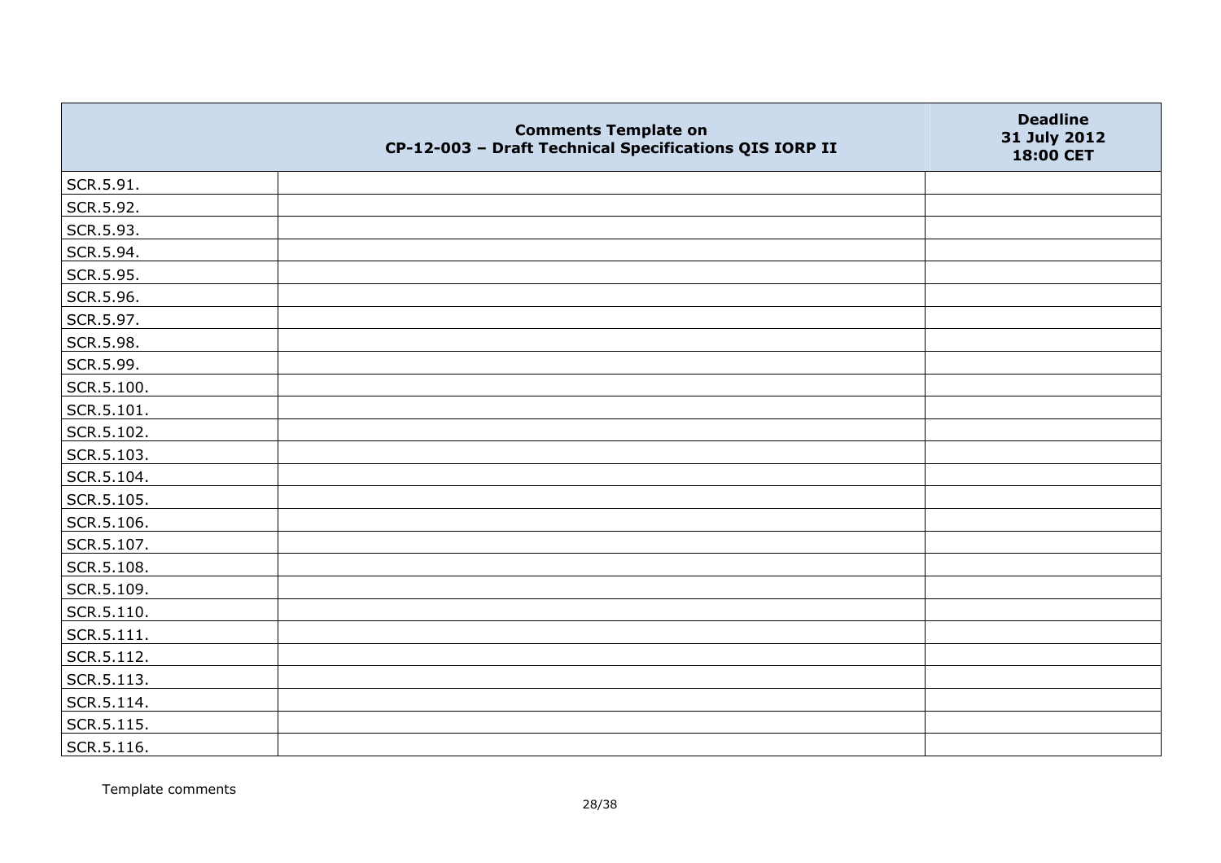| | Comments Template on CP-12-003 – Draft Technical Specifications QIS IORP II | Deadline 31 July 2012 18:00 CET |
|---|---|---|
| SCR.5.91. | | |
| SCR.5.92. | | |
| SCR.5.93. | | |
| SCR.5.94. | | |
| SCR.5.95. | | |
| SCR.5.96. | | |
| SCR.5.97. | | |
| SCR.5.98. | | |
| SCR.5.99. | | |
| SCR.5.100. | | |
| SCR.5.101. | | |
| SCR.5.102. | | |
| SCR.5.103. | | |
| SCR.5.104. | | |
| SCR.5.105. | | |
| SCR.5.106. | | |
| SCR.5.107. | | |
| SCR.5.108. | | |
| SCR.5.109. | | |
| SCR.5.110. | | |
| SCR.5.111. | | |
| SCR.5.112. | | |
| SCR.5.113. | | |
| SCR.5.114. | | |
| SCR.5.115. | | |
| SCR.5.116. | | |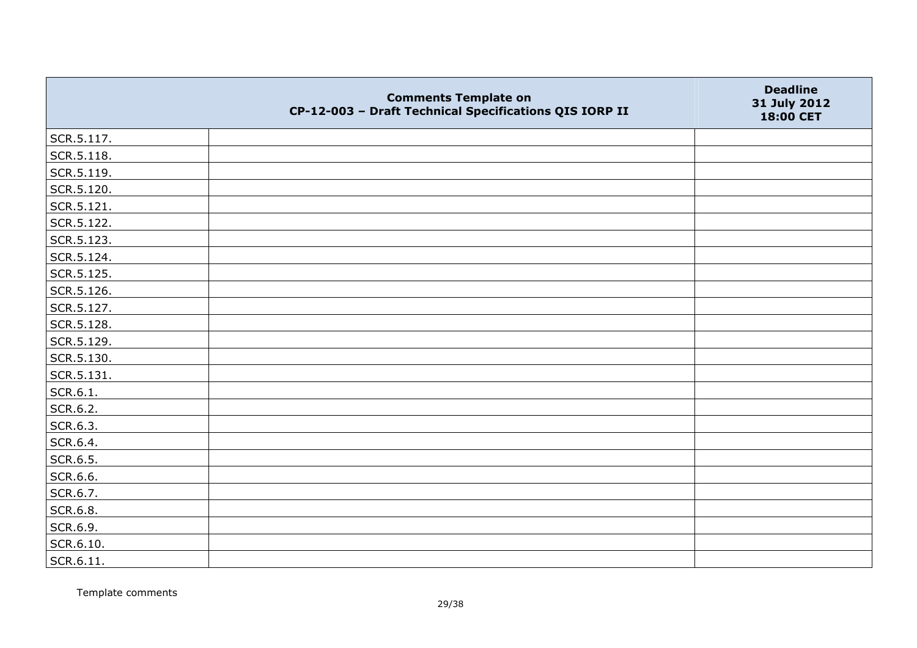| | Comments Template on CP-12-003 – Draft Technical Specifications QIS IORP II | Deadline 31 July 2012 18:00 CET |
|---|---|---|
| SCR.5.117. | | |
| SCR.5.118. | | |
| SCR.5.119. | | |
| SCR.5.120. | | |
| SCR.5.121. | | |
| SCR.5.122. | | |
| SCR.5.123. | | |
| SCR.5.124. | | |
| SCR.5.125. | | |
| SCR.5.126. | | |
| SCR.5.127. | | |
| SCR.5.128. | | |
| SCR.5.129. | | |
| SCR.5.130. | | |
| SCR.5.131. | | |
| SCR.6.1. | | |
| SCR.6.2. | | |
| SCR.6.3. | | |
| SCR.6.4. | | |
| SCR.6.5. | | |
| SCR.6.6. | | |
| SCR.6.7. | | |
| SCR.6.8. | | |
| SCR.6.9. | | |
| SCR.6.10. | | |
| SCR.6.11. | | |

Template comments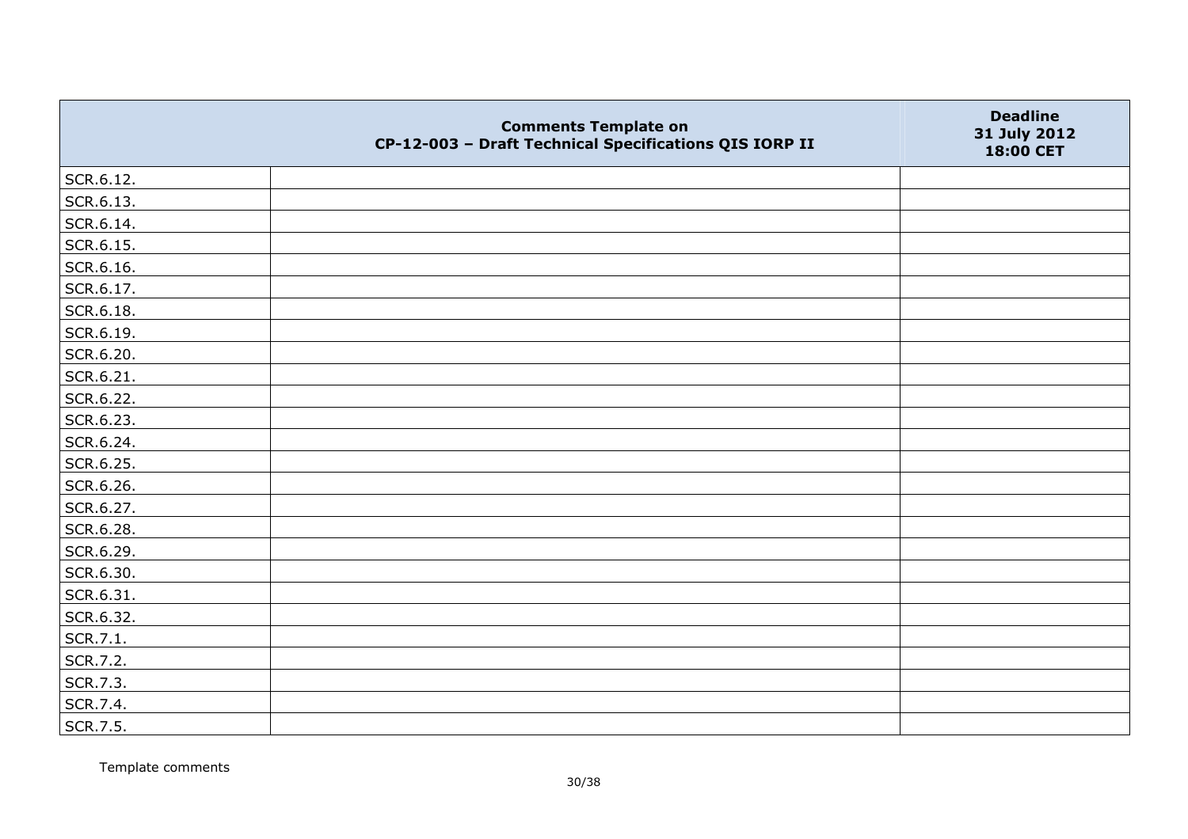| | Comments Template on CP-12-003 – Draft Technical Specifications QIS IORP II | Deadline 31 July 2012 18:00 CET |
|---|---|---|
| SCR.6.12. | | |
| SCR.6.13. | | |
| SCR.6.14. | | |
| SCR.6.15. | | |
| SCR.6.16. | | |
| SCR.6.17. | | |
| SCR.6.18. | | |
| SCR.6.19. | | |
| SCR.6.20. | | |
| SCR.6.21. | | |
| SCR.6.22. | | |
| SCR.6.23. | | |
| SCR.6.24. | | |
| SCR.6.25. | | |
| SCR.6.26. | | |
| SCR.6.27. | | |
| SCR.6.28. | | |
| SCR.6.29. | | |
| SCR.6.30. | | |
| SCR.6.31. | | |
| SCR.6.32. | | |
| SCR.7.1. | | |
| SCR.7.2. | | |
| SCR.7.3. | | |
| SCR.7.4. | | |
| SCR.7.5. | | |

Template comments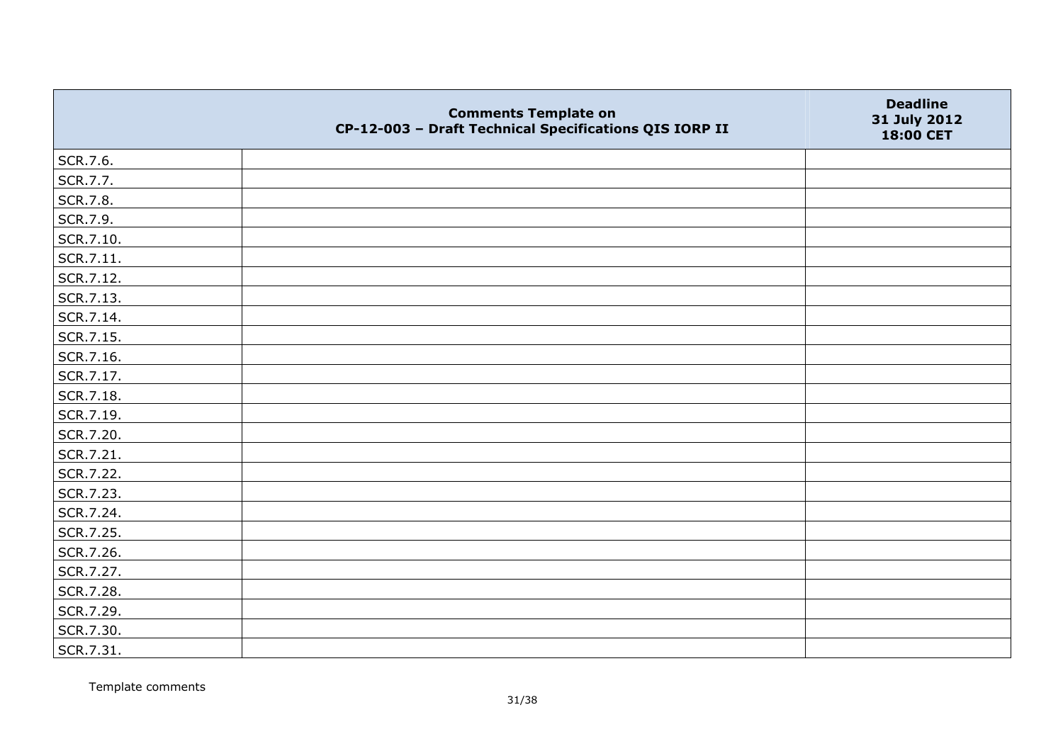| | Comments Template on CP-12-003 – Draft Technical Specifications QIS IORP II | Deadline 31 July 2012 18:00 CET |
|---|---|---|
| SCR.7.6. | | |
| SCR.7.7. | | |
| SCR.7.8. | | |
| SCR.7.9. | | |
| SCR.7.10. | | |
| SCR.7.11. | | |
| SCR.7.12. | | |
| SCR.7.13. | | |
| SCR.7.14. | | |
| SCR.7.15. | | |
| SCR.7.16. | | |
| SCR.7.17. | | |
| SCR.7.18. | | |
| SCR.7.19. | | |
| SCR.7.20. | | |
| SCR.7.21. | | |
| SCR.7.22. | | |
| SCR.7.23. | | |
| SCR.7.24. | | |
| SCR.7.25. | | |
| SCR.7.26. | | |
| SCR.7.27. | | |
| SCR.7.28. | | |
| SCR.7.29. | | |
| SCR.7.30. | | |
| SCR.7.31. | | |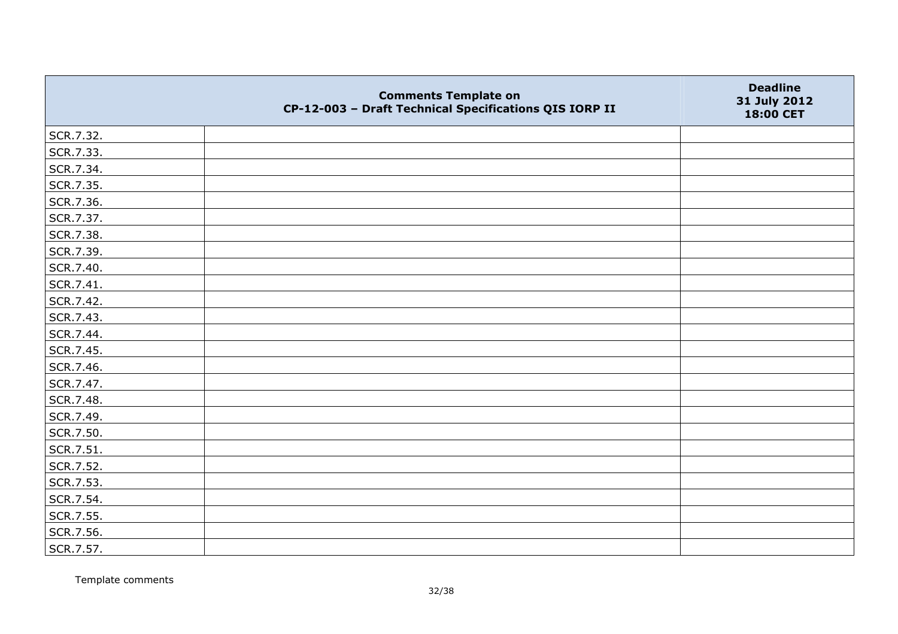| | Comments Template on CP-12-003 – Draft Technical Specifications QIS IORP II | Deadline 31 July 2012 18:00 CET |
|---|---|---|
| SCR.7.32. | | |
| SCR.7.33. | | |
| SCR.7.34. | | |
| SCR.7.35. | | |
| SCR.7.36. | | |
| SCR.7.37. | | |
| SCR.7.38. | | |
| SCR.7.39. | | |
| SCR.7.40. | | |
| SCR.7.41. | | |
| SCR.7.42. | | |
| SCR.7.43. | | |
| SCR.7.44. | | |
| SCR.7.45. | | |
| SCR.7.46. | | |
| SCR.7.47. | | |
| SCR.7.48. | | |
| SCR.7.49. | | |
| SCR.7.50. | | |
| SCR.7.51. | | |
| SCR.7.52. | | |
| SCR.7.53. | | |
| SCR.7.54. | | |
| SCR.7.55. | | |
| SCR.7.56. | | |
| SCR.7.57. | | |

Template comments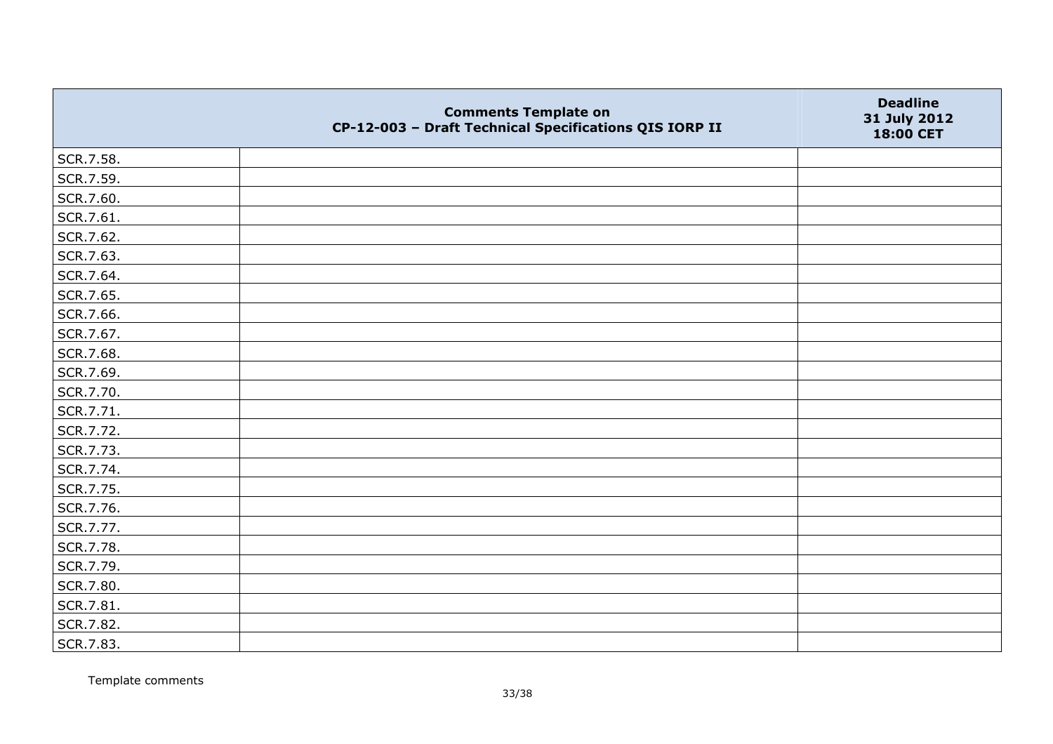| | Comments Template on CP-12-003 – Draft Technical Specifications QIS IORP II | Deadline 31 July 2012 18:00 CET |
|---|---|---|
| SCR.7.58. | | |
| SCR.7.59. | | |
| SCR.7.60. | | |
| SCR.7.61. | | |
| SCR.7.62. | | |
| SCR.7.63. | | |
| SCR.7.64. | | |
| SCR.7.65. | | |
| SCR.7.66. | | |
| SCR.7.67. | | |
| SCR.7.68. | | |
| SCR.7.69. | | |
| SCR.7.70. | | |
| SCR.7.71. | | |
| SCR.7.72. | | |
| SCR.7.73. | | |
| SCR.7.74. | | |
| SCR.7.75. | | |
| SCR.7.76. | | |
| SCR.7.77. | | |
| SCR.7.78. | | |
| SCR.7.79. | | |
| SCR.7.80. | | |
| SCR.7.81. | | |
| SCR.7.82. | | |
| SCR.7.83. | | |

Template comments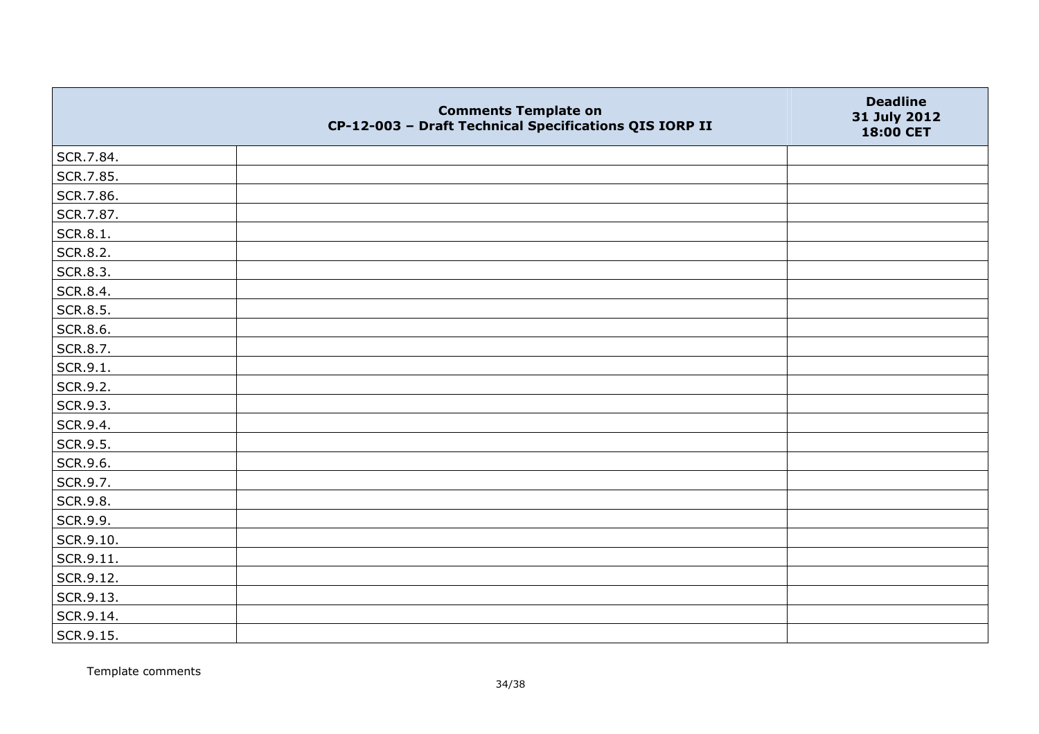| | Comments Template on CP-12-003 – Draft Technical Specifications QIS IORP II | Deadline 31 July 2012 18:00 CET |
|---|---|---|
| SCR.7.84. | | |
| SCR.7.85. | | |
| SCR.7.86. | | |
| SCR.7.87. | | |
| SCR.8.1. | | |
| SCR.8.2. | | |
| SCR.8.3. | | |
| SCR.8.4. | | |
| SCR.8.5. | | |
| SCR.8.6. | | |
| SCR.8.7. | | |
| SCR.9.1. | | |
| SCR.9.2. | | |
| SCR.9.3. | | |
| SCR.9.4. | | |
| SCR.9.5. | | |
| SCR.9.6. | | |
| SCR.9.7. | | |
| SCR.9.8. | | |
| SCR.9.9. | | |
| SCR.9.10. | | |
| SCR.9.11. | | |
| SCR.9.12. | | |
| SCR.9.13. | | |
| SCR.9.14. | | |
| SCR.9.15. | | |

Template comments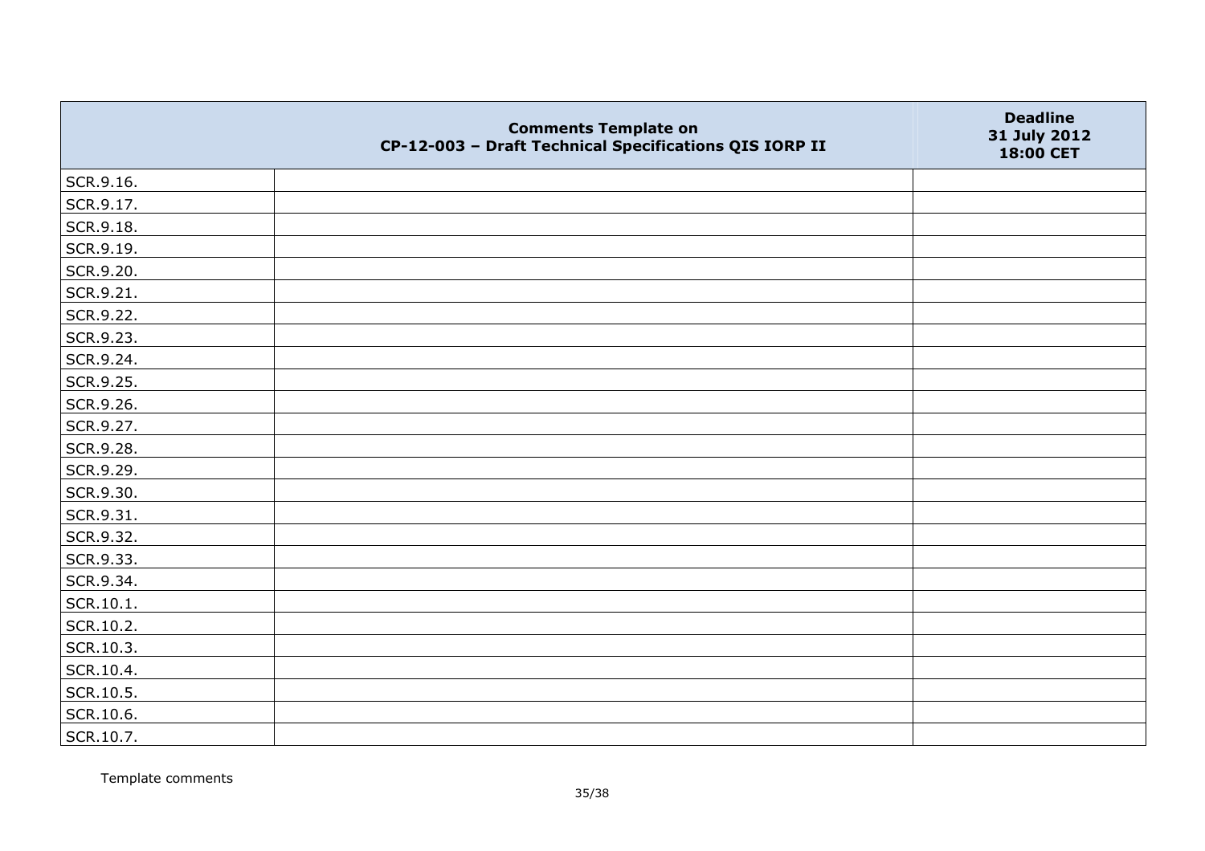| | Comments Template on CP-12-003 – Draft Technical Specifications QIS IORP II | Deadline 31 July 2012 18:00 CET |
|---|---|---|
| SCR.9.16. | | |
| SCR.9.17. | | |
| SCR.9.18. | | |
| SCR.9.19. | | |
| SCR.9.20. | | |
| SCR.9.21. | | |
| SCR.9.22. | | |
| SCR.9.23. | | |
| SCR.9.24. | | |
| SCR.9.25. | | |
| SCR.9.26. | | |
| SCR.9.27. | | |
| SCR.9.28. | | |
| SCR.9.29. | | |
| SCR.9.30. | | |
| SCR.9.31. | | |
| SCR.9.32. | | |
| SCR.9.33. | | |
| SCR.9.34. | | |
| SCR.10.1. | | |
| SCR.10.2. | | |
| SCR.10.3. | | |
| SCR.10.4. | | |
| SCR.10.5. | | |
| SCR.10.6. | | |
| SCR.10.7. | | |

Template comments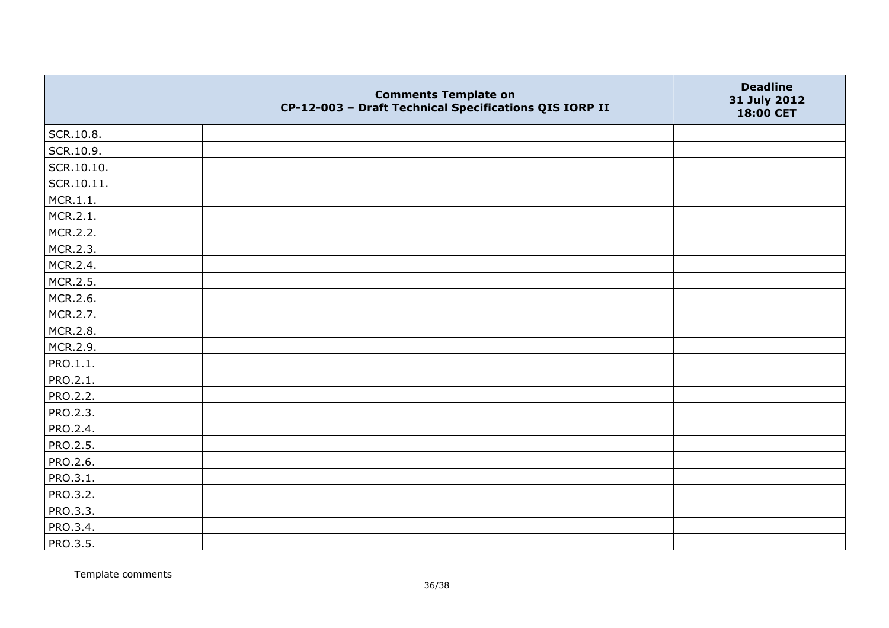| | Comments Template on CP-12-003 – Draft Technical Specifications QIS IORP II | Deadline 31 July 2012 18:00 CET |
|---|---|---|
| SCR.10.8. | | |
| SCR.10.9. | | |
| SCR.10.10. | | |
| SCR.10.11. | | |
| MCR.1.1. | | |
| MCR.2.1. | | |
| MCR.2.2. | | |
| MCR.2.3. | | |
| MCR.2.4. | | |
| MCR.2.5. | | |
| MCR.2.6. | | |
| MCR.2.7. | | |
| MCR.2.8. | | |
| MCR.2.9. | | |
| PRO.1.1. | | |
| PRO.2.1. | | |
| PRO.2.2. | | |
| PRO.2.3. | | |
| PRO.2.4. | | |
| PRO.2.5. | | |
| PRO.2.6. | | |
| PRO.3.1. | | |
| PRO.3.2. | | |
| PRO.3.3. | | |
| PRO.3.4. | | |
| PRO.3.5. | | |

Template comments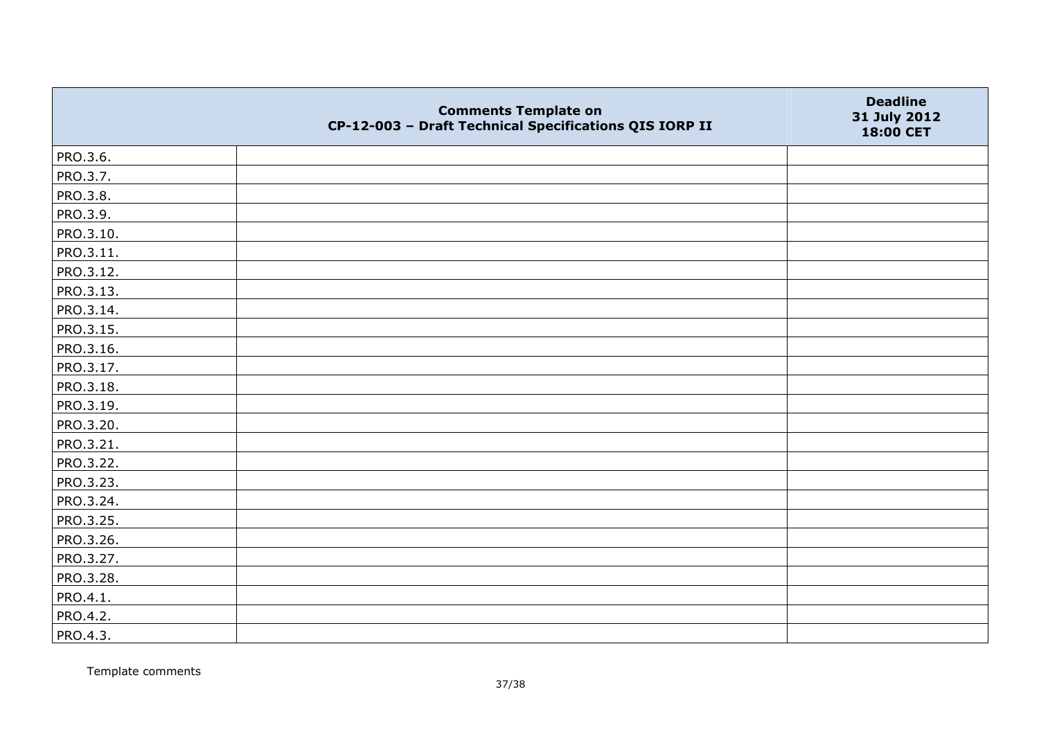| | Comments Template on CP-12-003 – Draft Technical Specifications QIS IORP II | Deadline 31 July 2012 18:00 CET |
|---|---|---|
| PRO.3.6. | | |
| PRO.3.7. | | |
| PRO.3.8. | | |
| PRO.3.9. | | |
| PRO.3.10. | | |
| PRO.3.11. | | |
| PRO.3.12. | | |
| PRO.3.13. | | |
| PRO.3.14. | | |
| PRO.3.15. | | |
| PRO.3.16. | | |
| PRO.3.17. | | |
| PRO.3.18. | | |
| PRO.3.19. | | |
| PRO.3.20. | | |
| PRO.3.21. | | |
| PRO.3.22. | | |
| PRO.3.23. | | |
| PRO.3.24. | | |
| PRO.3.25. | | |
| PRO.3.26. | | |
| PRO.3.27. | | |
| PRO.3.28. | | |
| PRO.4.1. | | |
| PRO.4.2. | | |
| PRO.4.3. | | |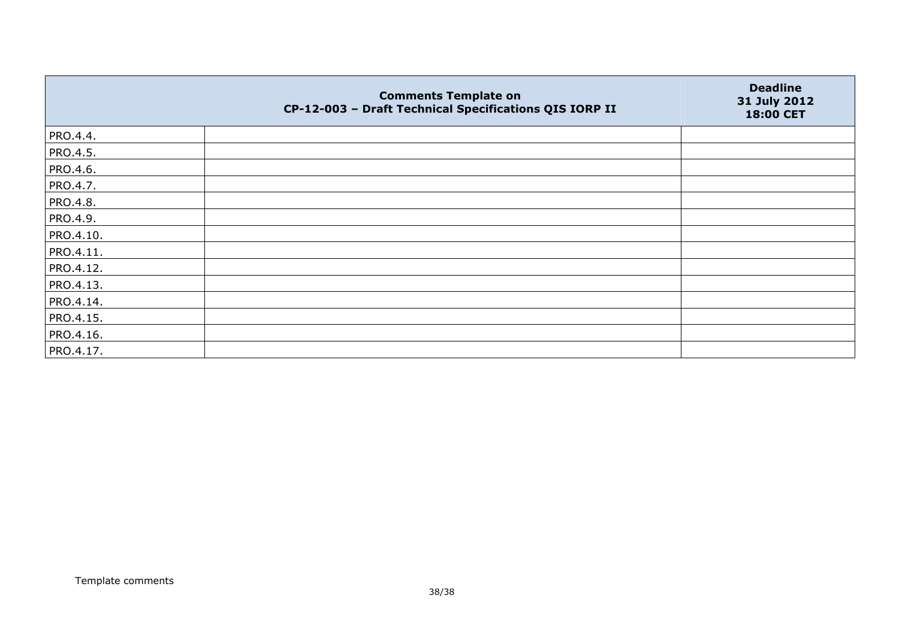| | Comments Template on CP-12-003 – Draft Technical Specifications QIS IORP II | Deadline 31 July 2012 18:00 CET |
|---|---|---|
| PRO.4.4. | | |
| PRO.4.5. | | |
| PRO.4.6. | | |
| PRO.4.7. | | |
| PRO.4.8. | | |
| PRO.4.9. | | |
| PRO.4.10. | | |
| PRO.4.11. | | |
| PRO.4.12. | | |
| PRO.4.13. | | |
| PRO.4.14. | | |
| PRO.4.15. | | |
| PRO.4.16. | | |
| PRO.4.17. | | |